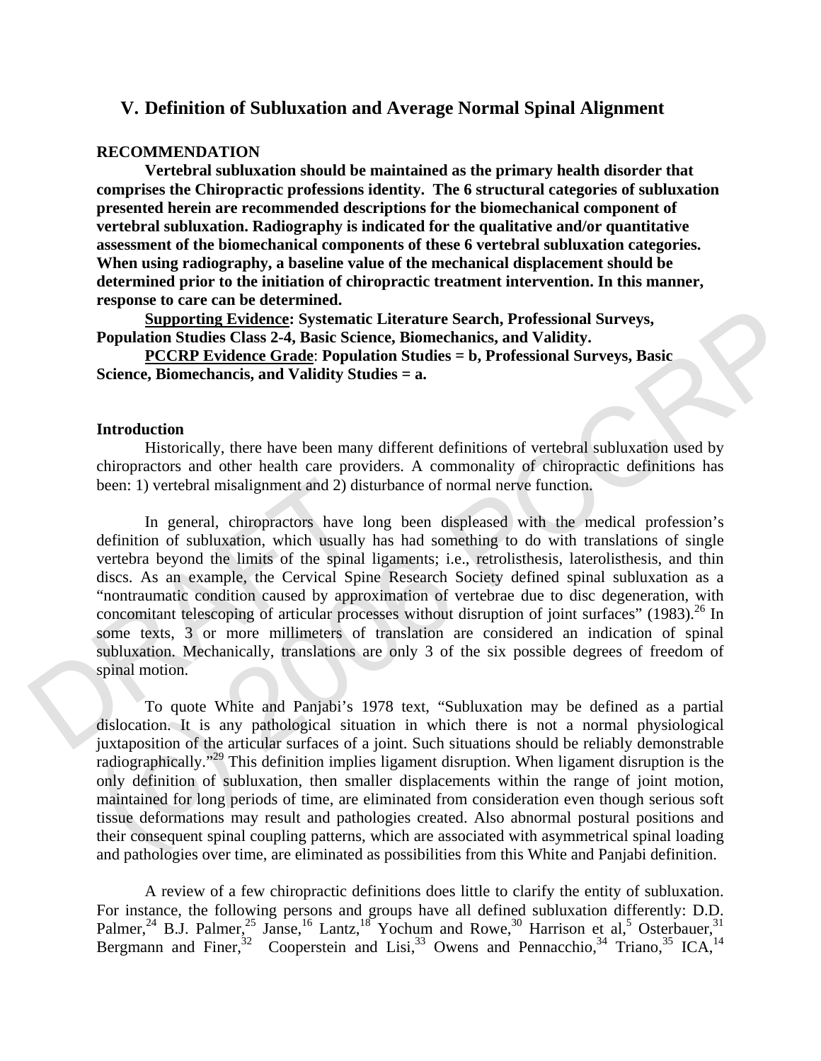## V. Definition of Subluxation and Average Normal Spinal Alignment

**RECOMMENDATION**

**Vertebral subluxation should be maintained as the primary health disorder that comprises the Chiropractic professions identity. The 6 structural categories of subluxation presented herein are recommended descriptions for the biomechanical component of vertebral subluxation. Radiography is indicated for the qualitative and/or quantitative assessment of the biomechanical components of these 6 vertebral subluxation categories. When using radiography, a baseline value of the mechanical displacement should be determined prior to the initiation of chiropractic treatment intervention. In this manner, response to care can be determined.**

**Supporting Evidence: Systematic Literature Search, Professional Surveys, Population Studies Class 2-4, Basic Science, Biomechanics, and Validity.**

**PCCRP Evidence Grade: Population Studies = b, Professional Surveys, Basic Science, Biomechancis, and Validity Studies = a.**

**Introduction**

Historically, there have been many different definitions of vertebral subluxation used by chiropractors and other health care providers. A commonality of chiropractic definitions has been: 1) vertebral misalignment and 2) disturbance of normal nerve function.

In general, chiropractors have long been displeased with the medical profession's definition of subluxation, which usually has had something to do with translations of single vertebra beyond the limits of the spinal ligaments; i.e., retrolisthesis, laterolisthesis, and thin discs. As an example, the Cervical Spine Research Society defined spinal subluxation as a "nontraumatic condition caused by approximation of vertebrae due to disc degeneration, with concomitant telescoping of articular processes without disruption of joint surfaces" (1983).[26] In some texts, 3 or more millimeters of translation are considered an indication of spinal subluxation. Mechanically, translations are only 3 of the six possible degrees of freedom of spinal motion.

To quote White and Panjabi's 1978 text, "Subluxation may be defined as a partial dislocation. It is any pathological situation in which there is not a normal physiological juxtaposition of the articular surfaces of a joint. Such situations should be reliably demonstrable radiographically."[29] This definition implies ligament disruption. When ligament disruption is the only definition of subluxation, then smaller displacements within the range of joint motion, maintained for long periods of time, are eliminated from consideration even though serious soft tissue deformations may result and pathologies created. Also abnormal postural positions and their consequent spinal coupling patterns, which are associated with asymmetrical spinal loading and pathologies over time, are eliminated as possibilities from this White and Panjabi definition.

A review of a few chiropractic definitions does little to clarify the entity of subluxation. For instance, the following persons and groups have all defined subluxation differently: D.D. Palmer,[24] B.J. Palmer,[25] Janse,[16] Lantz,[18] Yochum and Rowe,[30] Harrison et al,[5] Osterbauer,[31] Bergmann and Finer,[32] Cooperstein and Lisi,[33] Owens and Pennacchio,[34] Triano,[35] ICA,[14]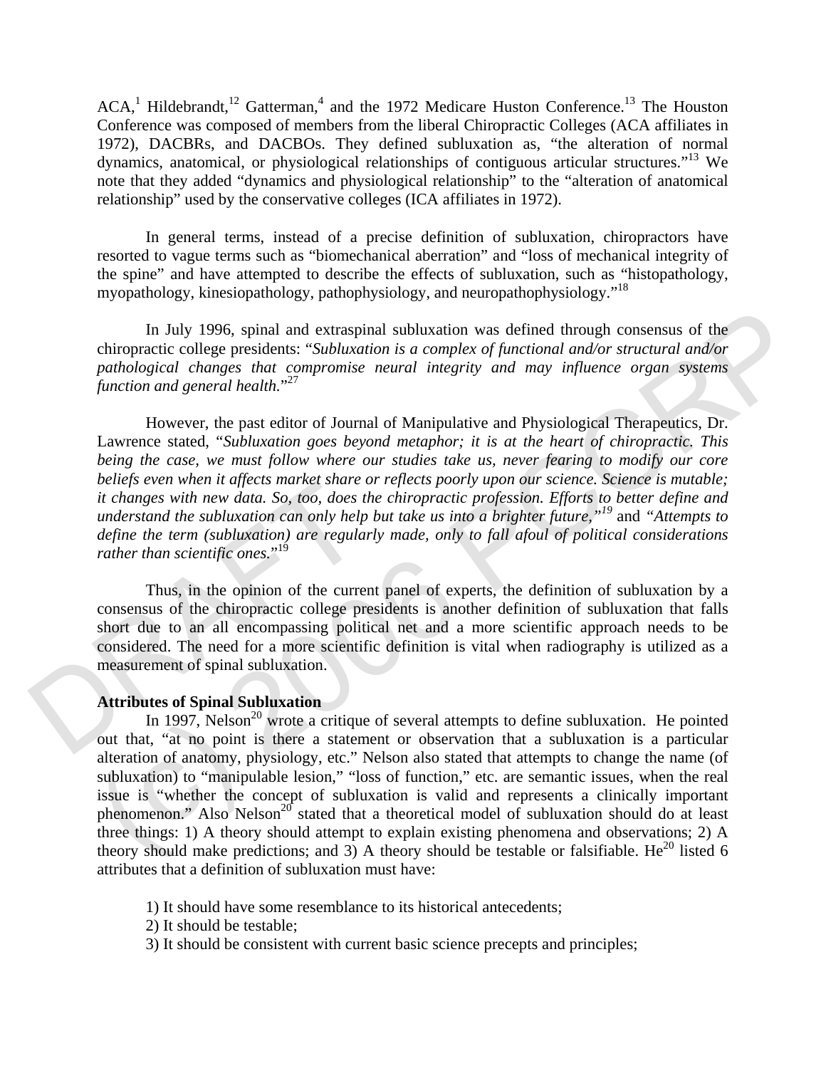ACA,[1] Hildebrandt,[12] Gatterman,[4] and the 1972 Medicare Huston Conference.[13] The Houston Conference was composed of members from the liberal Chiropractic Colleges (ACA affiliates in 1972), DACBRs, and DACBOs. They defined subluxation as, "the alteration of normal dynamics, anatomical, or physiological relationships of contiguous articular structures."[13] We note that they added "dynamics and physiological relationship" to the "alteration of anatomical relationship" used by the conservative colleges (ICA affiliates in 1972).

In general terms, instead of a precise definition of subluxation, chiropractors have resorted to vague terms such as "biomechanical aberration" and "loss of mechanical integrity of the spine" and have attempted to describe the effects of subluxation, such as "histopathology, myopathology, kinesiopathology, pathophysiology, and neuropathophysiology."[18]

In July 1996, spinal and extraspinal subluxation was defined through consensus of the chiropractic college presidents: "*Subluxation is a complex of functional and/or structural and/or pathological changes that compromise neural integrity and may influence organ systems function and general health.*"[27]

However, the past editor of Journal of Manipulative and Physiological Therapeutics, Dr. Lawrence stated, "*Subluxation goes beyond metaphor; it is at the heart of chiropractic. This being the case, we must follow where our studies take us, never fearing to modify our core beliefs even when it affects market share or reflects poorly upon our science. Science is mutable; it changes with new data. So, too, does the chiropractic profession. Efforts to better define and understand the subluxation can only help but take us into a brighter future,"*[19] and *"Attempts to define the term (subluxation) are regularly made, only to fall afoul of political considerations rather than scientific ones.*"[19]

Thus, in the opinion of the current panel of experts, the definition of subluxation by a consensus of the chiropractic college presidents is another definition of subluxation that falls short due to an all encompassing political net and a more scientific approach needs to be considered. The need for a more scientific definition is vital when radiography is utilized as a measurement of spinal subluxation.

**Attributes of Spinal Subluxation**

In 1997, Nelson[20] wrote a critique of several attempts to define subluxation. He pointed out that, "at no point is there a statement or observation that a subluxation is a particular alteration of anatomy, physiology, etc." Nelson also stated that attempts to change the name (of subluxation) to "manipulable lesion," "loss of function," etc. are semantic issues, when the real issue is "whether the concept of subluxation is valid and represents a clinically important phenomenon." Also Nelson[20] stated that a theoretical model of subluxation should do at least three things: 1) A theory should attempt to explain existing phenomena and observations; 2) A theory should make predictions; and 3) A theory should be testable or falsifiable. He[20] listed 6 attributes that a definition of subluxation must have:

1) It should have some resemblance to its historical antecedents;
2) It should be testable;
3) It should be consistent with current basic science precepts and principles;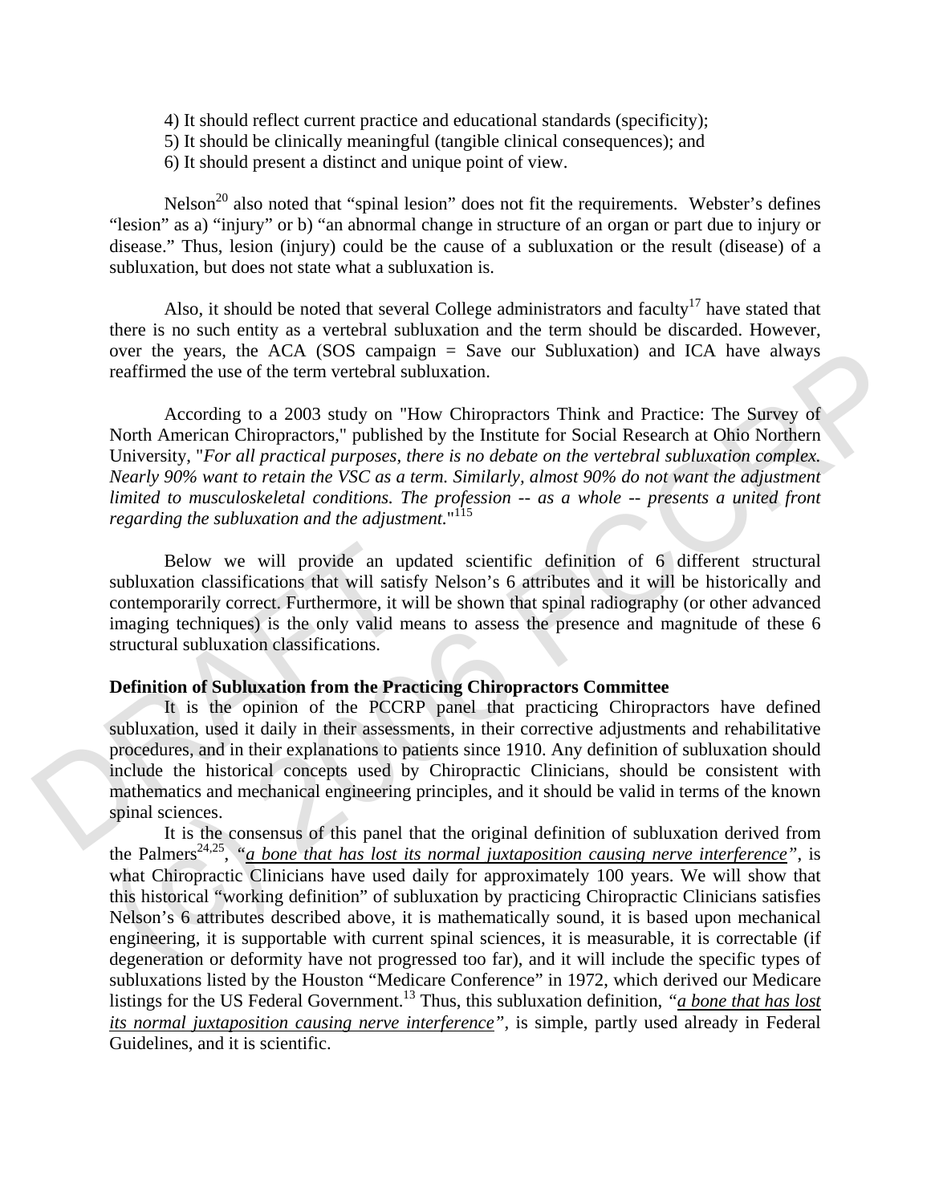4) It should reflect current practice and educational standards (specificity);
5) It should be clinically meaningful (tangible clinical consequences); and
6) It should present a distinct and unique point of view.

Nelson[20] also noted that "spinal lesion" does not fit the requirements. Webster's defines "lesion" as a) "injury" or b) "an abnormal change in structure of an organ or part due to injury or disease." Thus, lesion (injury) could be the cause of a subluxation or the result (disease) of a subluxation, but does not state what a subluxation is.

Also, it should be noted that several College administrators and faculty[17] have stated that there is no such entity as a vertebral subluxation and the term should be discarded. However, over the years, the ACA (SOS campaign = Save our Subluxation) and ICA have always reaffirmed the use of the term vertebral subluxation.

According to a 2003 study on "How Chiropractors Think and Practice: The Survey of North American Chiropractors," published by the Institute for Social Research at Ohio Northern University, "*For all practical purposes, there is no debate on the vertebral subluxation complex. Nearly 90% want to retain the VSC as a term. Similarly, almost 90% do not want the adjustment limited to musculoskeletal conditions. The profession -- as a whole -- presents a united front regarding the subluxation and the adjustment.*"[115]

Below we will provide an updated scientific definition of 6 different structural subluxation classifications that will satisfy Nelson's 6 attributes and it will be historically and contemporarily correct. Furthermore, it will be shown that spinal radiography (or other advanced imaging techniques) is the only valid means to assess the presence and magnitude of these 6 structural subluxation classifications.

**Definition of Subluxation from the Practicing Chiropractors Committee**

It is the opinion of the PCCRP panel that practicing Chiropractors have defined subluxation, used it daily in their assessments, in their corrective adjustments and rehabilitative procedures, and in their explanations to patients since 1910. Any definition of subluxation should include the historical concepts used by Chiropractic Clinicians, should be consistent with mathematics and mechanical engineering principles, and it should be valid in terms of the known spinal sciences.

It is the consensus of this panel that the original definition of subluxation derived from the Palmers[24,25], "*a bone that has lost its normal juxtaposition causing nerve interference*", is what Chiropractic Clinicians have used daily for approximately 100 years. We will show that this historical "working definition" of subluxation by practicing Chiropractic Clinicians satisfies Nelson's 6 attributes described above, it is mathematically sound, it is based upon mechanical engineering, it is supportable with current spinal sciences, it is measurable, it is correctable (if degeneration or deformity have not progressed too far), and it will include the specific types of subluxations listed by the Houston "Medicare Conference" in 1972, which derived our Medicare listings for the US Federal Government.[13] Thus, this subluxation definition, "*a bone that has lost its normal juxtaposition causing nerve interference*", is simple, partly used already in Federal Guidelines, and it is scientific.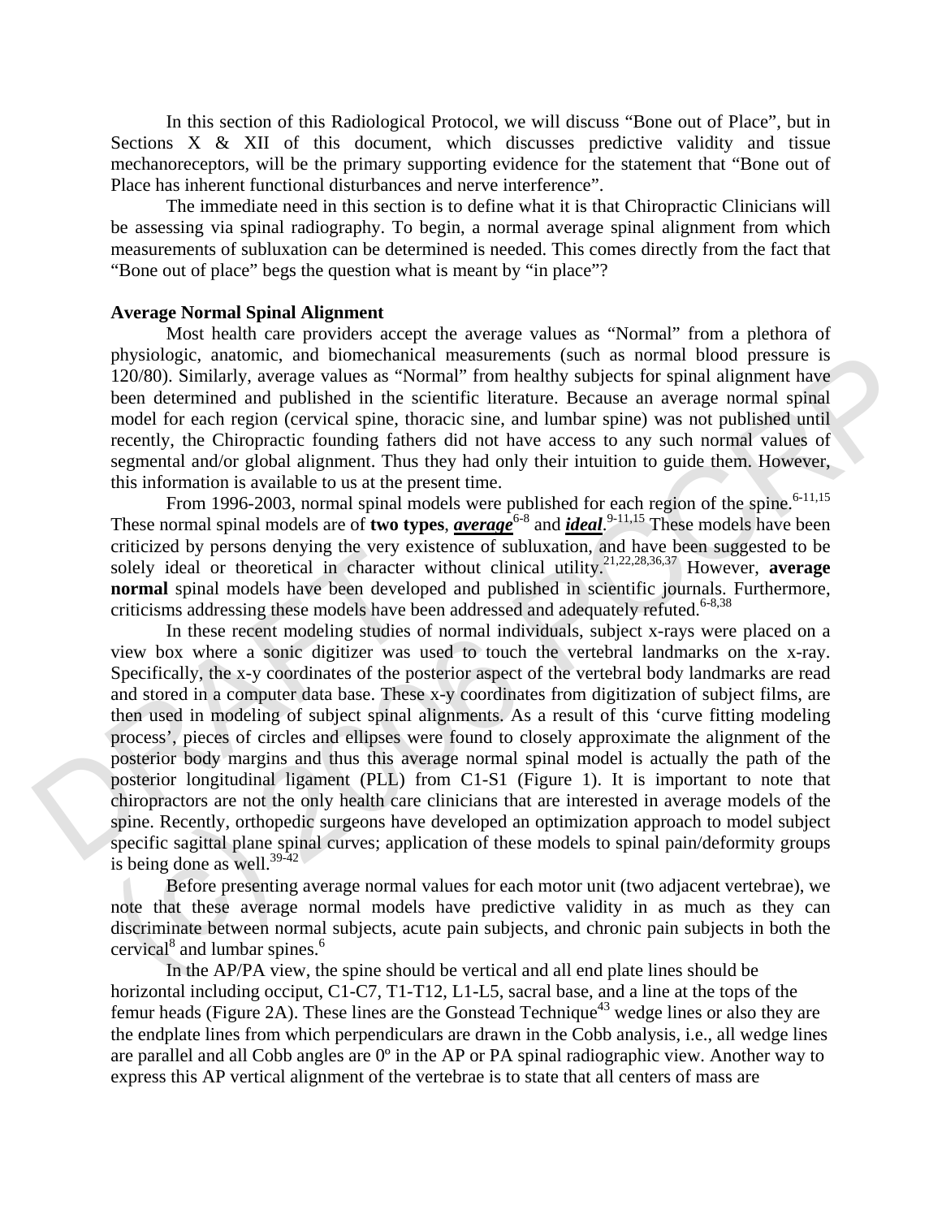In this section of this Radiological Protocol, we will discuss "Bone out of Place", but in Sections X & XII of this document, which discusses predictive validity and tissue mechanoreceptors, will be the primary supporting evidence for the statement that "Bone out of Place has inherent functional disturbances and nerve interference".

The immediate need in this section is to define what it is that Chiropractic Clinicians will be assessing via spinal radiography. To begin, a normal average spinal alignment from which measurements of subluxation can be determined is needed. This comes directly from the fact that "Bone out of place" begs the question what is meant by "in place"?

**Average Normal Spinal Alignment**

Most health care providers accept the average values as "Normal" from a plethora of physiologic, anatomic, and biomechanical measurements (such as normal blood pressure is 120/80). Similarly, average values as "Normal" from healthy subjects for spinal alignment have been determined and published in the scientific literature. Because an average normal spinal model for each region (cervical spine, thoracic sine, and lumbar spine) was not published until recently, the Chiropractic founding fathers did not have access to any such normal values of segmental and/or global alignment. Thus they had only their intuition to guide them. However, this information is available to us at the present time.

From 1996-2003, normal spinal models were published for each region of the spine.[6-11,15] These normal spinal models are of **two types**, ***average***[6-8] and ***ideal***.[9-11,15] These models have been criticized by persons denying the very existence of subluxation, and have been suggested to be solely ideal or theoretical in character without clinical utility.[21,22,28,36,37] However, **average normal** spinal models have been developed and published in scientific journals. Furthermore, criticisms addressing these models have been addressed and adequately refuted.[6-8,38]

In these recent modeling studies of normal individuals, subject x-rays were placed on a view box where a sonic digitizer was used to touch the vertebral landmarks on the x-ray. Specifically, the x-y coordinates of the posterior aspect of the vertebral body landmarks are read and stored in a computer data base. These x-y coordinates from digitization of subject films, are then used in modeling of subject spinal alignments. As a result of this 'curve fitting modeling process', pieces of circles and ellipses were found to closely approximate the alignment of the posterior body margins and thus this average normal spinal model is actually the path of the posterior longitudinal ligament (PLL) from C1-S1 (Figure 1). It is important to note that chiropractors are not the only health care clinicians that are interested in average models of the spine. Recently, orthopedic surgeons have developed an optimization approach to model subject specific sagittal plane spinal curves; application of these models to spinal pain/deformity groups is being done as well.[39-42]

Before presenting average normal values for each motor unit (two adjacent vertebrae), we note that these average normal models have predictive validity in as much as they can discriminate between normal subjects, acute pain subjects, and chronic pain subjects in both the cervical[8] and lumbar spines.[6]

In the AP/PA view, the spine should be vertical and all end plate lines should be horizontal including occiput, C1-C7, T1-T12, L1-L5, sacral base, and a line at the tops of the femur heads (Figure 2A). These lines are the Gonstead Technique[43] wedge lines or also they are the endplate lines from which perpendiculars are drawn in the Cobb analysis, i.e., all wedge lines are parallel and all Cobb angles are 0º in the AP or PA spinal radiographic view. Another way to express this AP vertical alignment of the vertebrae is to state that all centers of mass are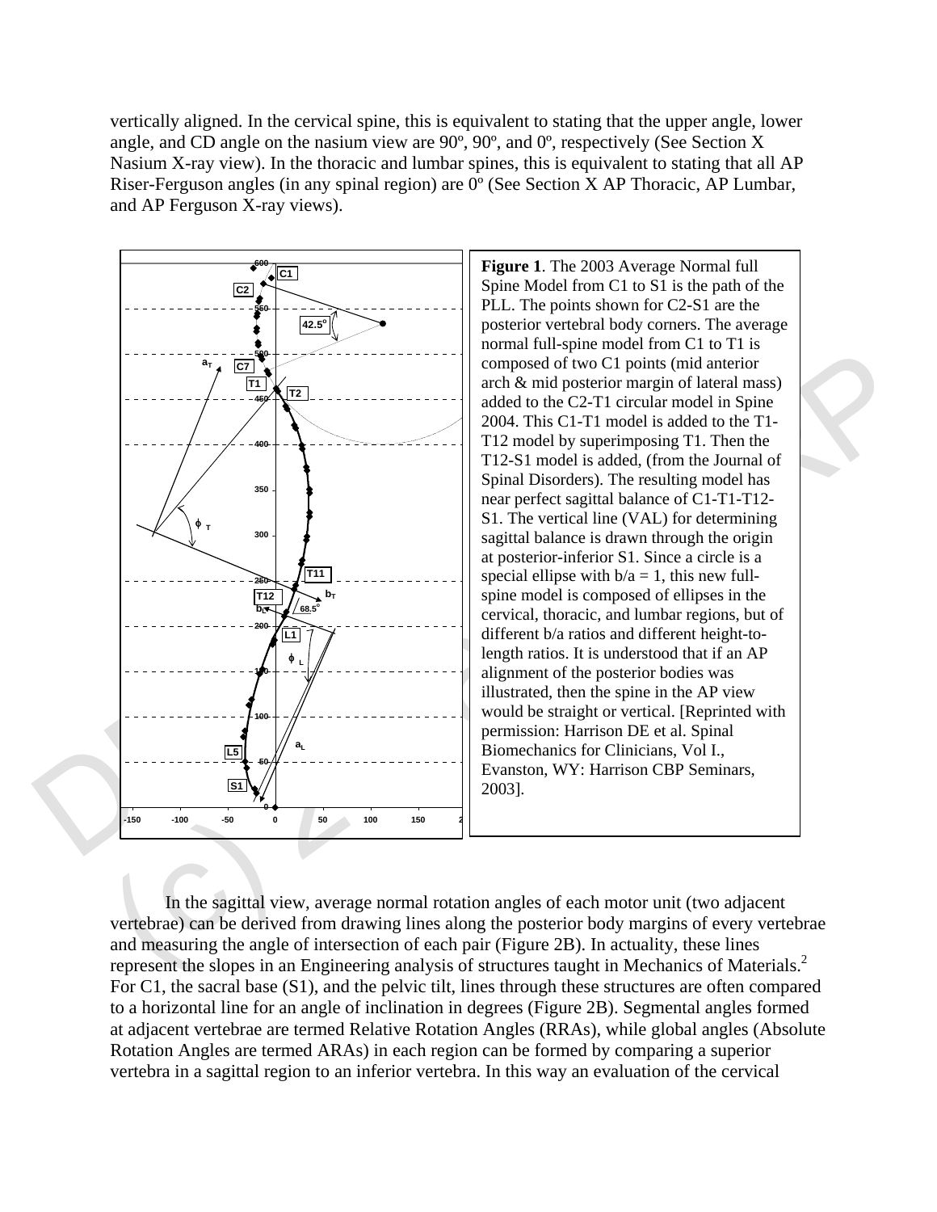vertically aligned. In the cervical spine, this is equivalent to stating that the upper angle, lower angle, and CD angle on the nasium view are 90º, 90º, and 0º, respectively (See Section X Nasium X-ray view). In the thoracic and lumbar spines, this is equivalent to stating that all AP Riser-Ferguson angles (in any spinal region) are 0º (See Section X AP Thoracic, AP Lumbar, and AP Ferguson X-ray views).

**Figure 1**. The 2003 Average Normal full Spine Model from C1 to S1 is the path of the PLL. The points shown for C2-S1 are the posterior vertebral body corners. The average normal full-spine model from C1 to T1 is composed of two C1 points (mid anterior arch & mid posterior margin of lateral mass) added to the C2-T1 circular model in Spine 2004. This C1-T1 model is added to the T1-T12 model by superimposing T1. Then the T12-S1 model is added, (from the Journal of Spinal Disorders). The resulting model has near perfect sagittal balance of C1-T1-T12-S1. The vertical line (VAL) for determining sagittal balance is drawn through the origin at posterior-inferior S1. Since a circle is a special ellipse with b/a = 1, this new full-spine model is composed of ellipses in the cervical, thoracic, and lumbar regions, but of different b/a ratios and different height-to-length ratios. It is understood that if an AP alignment of the posterior bodies was illustrated, then the spine in the AP view would be straight or vertical. [Reprinted with permission: Harrison DE et al. Spinal Biomechanics for Clinicians, Vol I., Evanston, WY: Harrison CBP Seminars, 2003].

In the sagittal view, average normal rotation angles of each motor unit (two adjacent vertebrae) can be derived from drawing lines along the posterior body margins of every vertebrae and measuring the angle of intersection of each pair (Figure 2B). In actuality, these lines represent the slopes in an Engineering analysis of structures taught in Mechanics of Materials.[2] For C1, the sacral base (S1), and the pelvic tilt, lines through these structures are often compared to a horizontal line for an angle of inclination in degrees (Figure 2B). Segmental angles formed at adjacent vertebrae are termed Relative Rotation Angles (RRAs), while global angles (Absolute Rotation Angles are termed ARAs) in each region can be formed by comparing a superior vertebra in a sagittal region to an inferior vertebra. In this way an evaluation of the cervical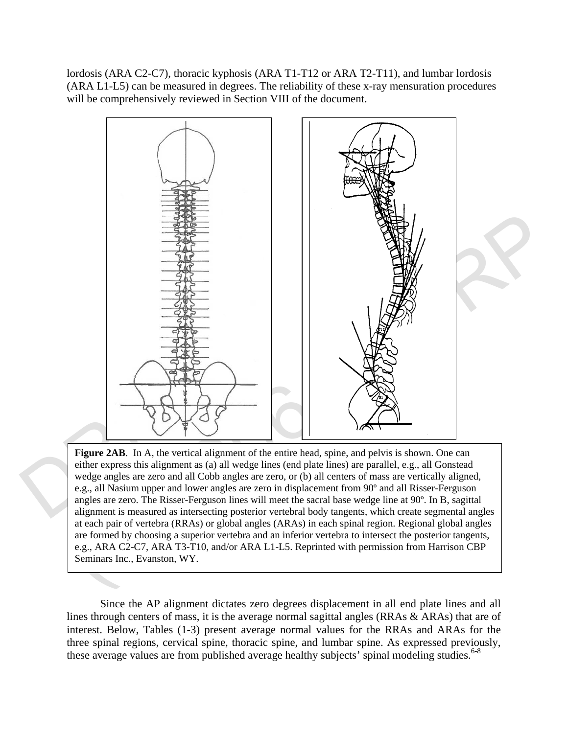lordosis (ARA C2-C7), thoracic kyphosis (ARA T1-T12 or ARA T2-T11), and lumbar lordosis (ARA L1-L5) can be measured in degrees. The reliability of these x-ray mensuration procedures will be comprehensively reviewed in Section VIII of the document.

**Figure 2AB**. In A, the vertical alignment of the entire head, spine, and pelvis is shown. One can either express this alignment as (a) all wedge lines (end plate lines) are parallel, e.g., all Gonstead wedge angles are zero and all Cobb angles are zero, or (b) all centers of mass are vertically aligned, e.g., all Nasium upper and lower angles are zero in displacement from 90º and all Risser-Ferguson angles are zero. The Risser-Ferguson lines will meet the sacral base wedge line at 90º. In B, sagittal alignment is measured as intersecting posterior vertebral body tangents, which create segmental angles at each pair of vertebra (RRAs) or global angles (ARAs) in each spinal region. Regional global angles are formed by choosing a superior vertebra and an inferior vertebra to intersect the posterior tangents, e.g., ARA C2-C7, ARA T3-T10, and/or ARA L1-L5. Reprinted with permission from Harrison CBP Seminars Inc., Evanston, WY.

Since the AP alignment dictates zero degrees displacement in all end plate lines and all lines through centers of mass, it is the average normal sagittal angles (RRAs & ARAs) that are of interest. Below, Tables (1-3) present average normal values for the RRAs and ARAs for the three spinal regions, cervical spine, thoracic spine, and lumbar spine. As expressed previously, these average values are from published average healthy subjects' spinal modeling studies.[6-8]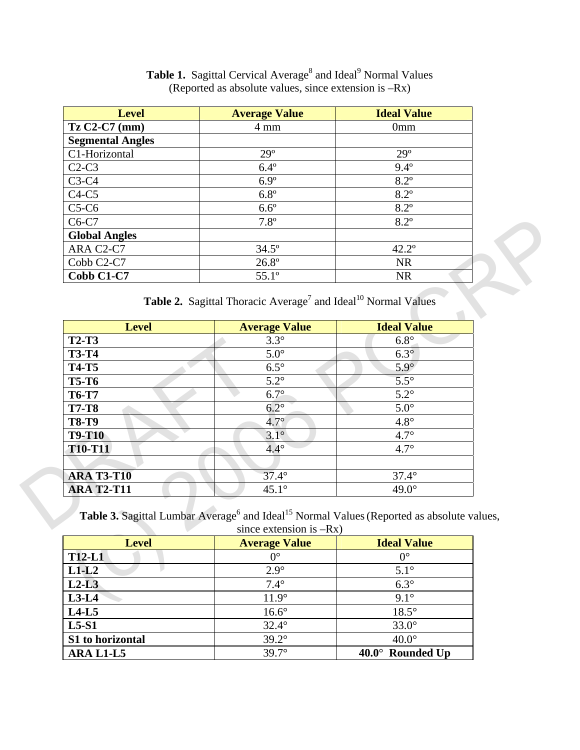**Table 1.** Sagittal Cervical Average[8] and Ideal[9] Normal Values (Reported as absolute values, since extension is –Rx)

| Level | Average Value | Ideal Value |
|---|---|---|
| **Tz C2-C7 (mm)** | 4 mm | 0mm |
| **Segmental Angles** | | |
| C1-Horizontal | 29º | 29º |
| C2-C3 | 6.4º | 9.4º |
| C3-C4 | 6.9º | 8.2º |
| C4-C5 | 6.8º | 8.2º |
| C5-C6 | 6.6º | 8.2º |
| C6-C7 | 7.8º | 8.2º |
| **Global Angles** | | |
| ARA C2-C7 | 34.5º | 42.2º |
| Cobb C2-C7 | 26.8º | NR |
| **Cobb C1-C7** | 55.1º | NR |

**Table 2.** Sagittal Thoracic Average[7] and Ideal[10] Normal Values

| Level | Average Value | Ideal Value |
|---|---|---|
| **T2-T3** | 3.3° | 6.8° |
| **T3-T4** | 5.0° | 6.3° |
| **T4-T5** | 6.5° | 5.9° |
| **T5-T6** | 5.2° | 5.5° |
| **T6-T7** | 6.7° | 5.2° |
| **T7-T8** | 6.2° | 5.0° |
| **T8-T9** | 4.7° | 4.8° |
| **T9-T10** | 3.1° | 4.7° |
| **T10-T11** | 4.4° | 4.7° |
| | | |
| **ARA T3-T10** | 37.4° | 37.4° |
| **ARA T2-T11** | 45.1° | 49.0° |

**Table 3.** Sagittal Lumbar Average[6] and Ideal[15] Normal Values (Reported as absolute values, since extension is –Rx)

| Level | Average Value | Ideal Value |
|---|---|---|
| **T12-L1** | 0° | 0° |
| **L1-L2** | 2.9° | 5.1° |
| **L2-L3** | 7.4° | 6.3° |
| **L3-L4** | 11.9° | 9.1° |
| **L4-L5** | 16.6° | 18.5° |
| **L5-S1** | 32.4° | 33.0° |
| **S1 to horizontal** | 39.2° | 40.0° |
| **ARA L1-L5** | 39.7° | **40.0° Rounded Up** |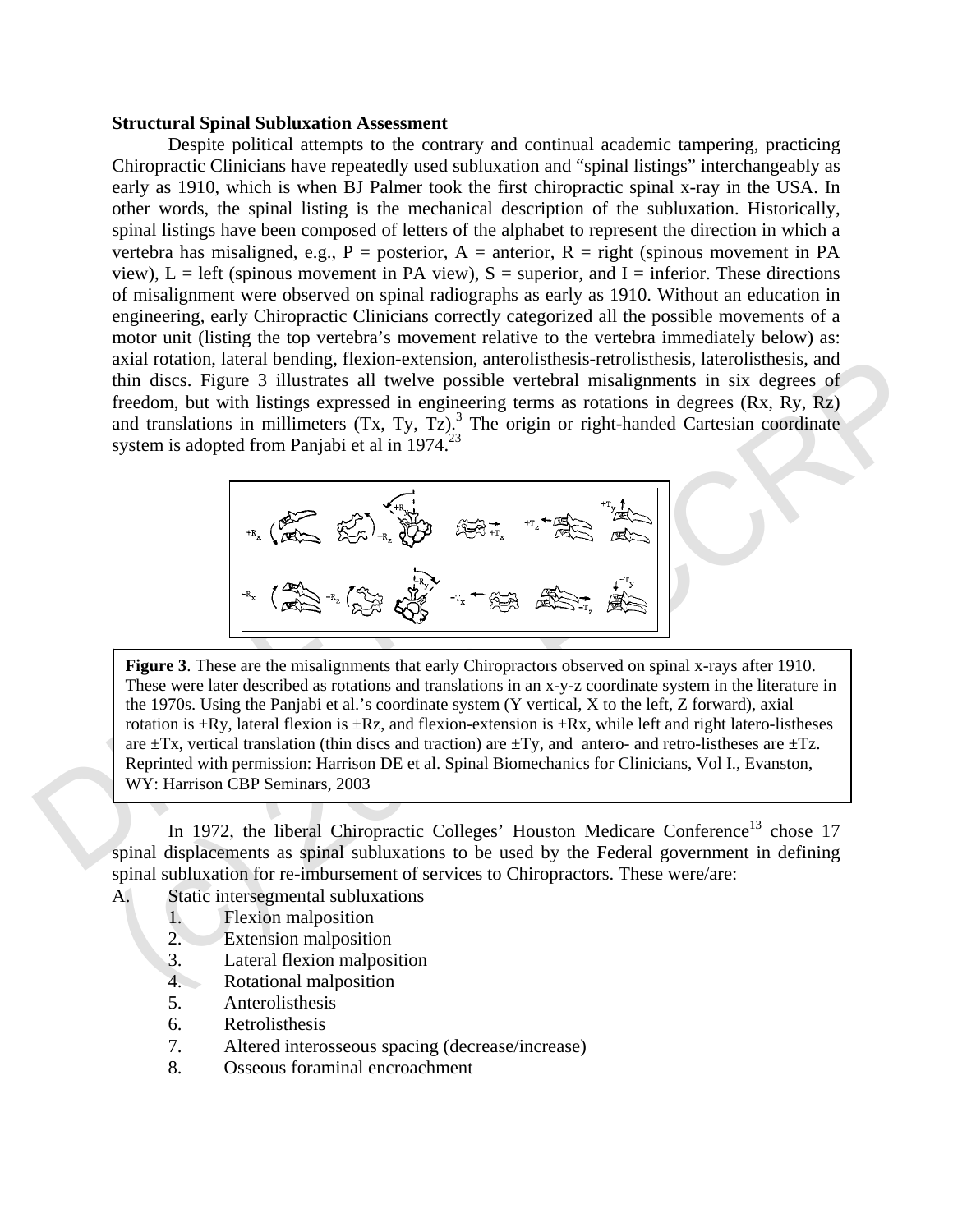**Structural Spinal Subluxation Assessment**

Despite political attempts to the contrary and continual academic tampering, practicing Chiropractic Clinicians have repeatedly used subluxation and "spinal listings" interchangeably as early as 1910, which is when BJ Palmer took the first chiropractic spinal x-ray in the USA. In other words, the spinal listing is the mechanical description of the subluxation. Historically, spinal listings have been composed of letters of the alphabet to represent the direction in which a vertebra has misaligned, e.g., P = posterior, A = anterior, R = right (spinous movement in PA view), L = left (spinous movement in PA view), S = superior, and I = inferior. These directions of misalignment were observed on spinal radiographs as early as 1910. Without an education in engineering, early Chiropractic Clinicians correctly categorized all the possible movements of a motor unit (listing the top vertebra's movement relative to the vertebra immediately below) as: axial rotation, lateral bending, flexion-extension, anterolisthesis-retrolisthesis, laterolisthesis, and thin discs. Figure 3 illustrates all twelve possible vertebral misalignments in six degrees of freedom, but with listings expressed in engineering terms as rotations in degrees (Rx, Ry, Rz) and translations in millimeters (Tx, Ty, Tz).[3] The origin or right-handed Cartesian coordinate system is adopted from Panjabi et al in 1974.[23]

**Figure 3**. These are the misalignments that early Chiropractors observed on spinal x-rays after 1910. These were later described as rotations and translations in an x-y-z coordinate system in the literature in the 1970s. Using the Panjabi et al.'s coordinate system (Y vertical, X to the left, Z forward), axial rotation is ±Ry, lateral flexion is ±Rz, and flexion-extension is ±Rx, while left and right latero-listheses are ±Tx, vertical translation (thin discs and traction) are ±Ty, and antero- and retro-listheses are ±Tz. Reprinted with permission: Harrison DE et al. Spinal Biomechanics for Clinicians, Vol I., Evanston, WY: Harrison CBP Seminars, 2003

In 1972, the liberal Chiropractic Colleges' Houston Medicare Conference[13] chose 17 spinal displacements as spinal subluxations to be used by the Federal government in defining spinal subluxation for re-imbursement of services to Chiropractors. These were/are:

A. Static intersegmental subluxations
   1. Flexion malposition
   2. Extension malposition
   3. Lateral flexion malposition
   4. Rotational malposition
   5. Anterolisthesis
   6. Retrolisthesis
   7. Altered interosseous spacing (decrease/increase)
   8. Osseous foraminal encroachment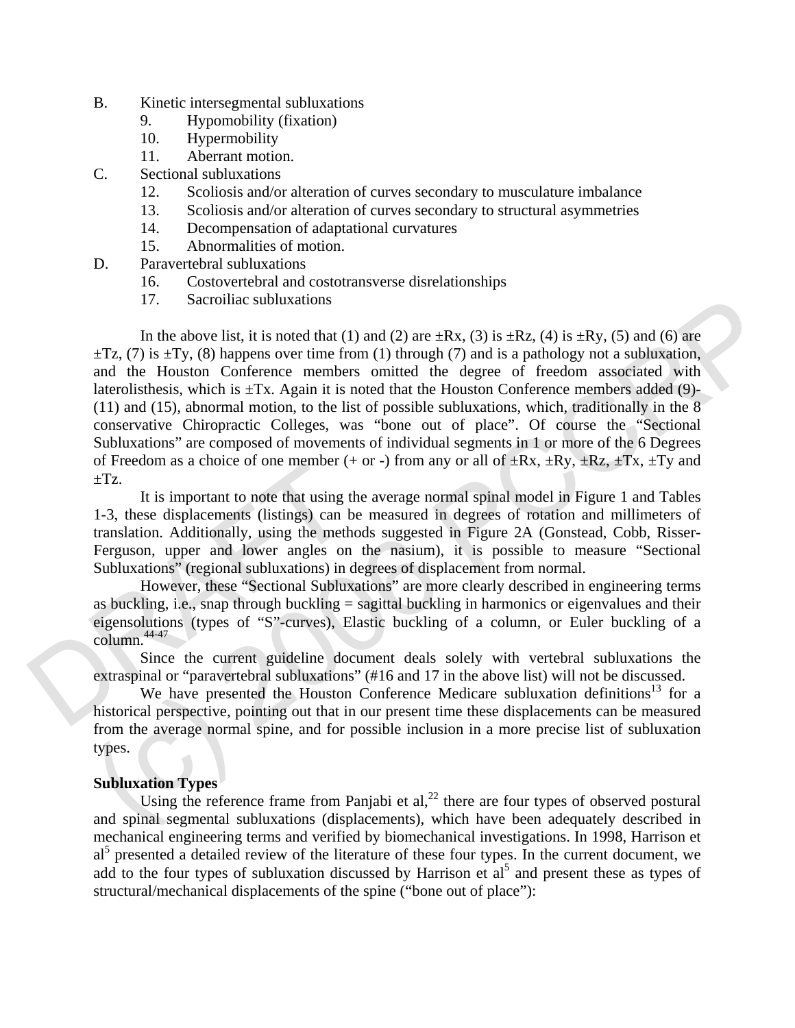B. Kinetic intersegmental subluxations
   9. Hypomobility (fixation)
   10. Hypermobility
   11. Aberrant motion.

C. Sectional subluxations
   12. Scoliosis and/or alteration of curves secondary to musculature imbalance
   13. Scoliosis and/or alteration of curves secondary to structural asymmetries
   14. Decompensation of adaptational curvatures
   15. Abnormalities of motion.

D. Paravertebral subluxations
   16. Costovertebral and costotransverse disrelationships
   17. Sacroiliac subluxations

In the above list, it is noted that (1) and (2) are ±Rx, (3) is ±Rz, (4) is ±Ry, (5) and (6) are ±Tz, (7) is ±Ty, (8) happens over time from (1) through (7) and is a pathology not a subluxation, and the Houston Conference members omitted the degree of freedom associated with laterolisthesis, which is ±Tx. Again it is noted that the Houston Conference members added (9)-(11) and (15), abnormal motion, to the list of possible subluxations, which, traditionally in the 8 conservative Chiropractic Colleges, was "bone out of place". Of course the "Sectional Subluxations" are composed of movements of individual segments in 1 or more of the 6 Degrees of Freedom as a choice of one member (+ or -) from any or all of ±Rx, ±Ry, ±Rz, ±Tx, ±Ty and ±Tz.

It is important to note that using the average normal spinal model in Figure 1 and Tables 1-3, these displacements (listings) can be measured in degrees of rotation and millimeters of translation. Additionally, using the methods suggested in Figure 2A (Gonstead, Cobb, Risser-Ferguson, upper and lower angles on the nasium), it is possible to measure "Sectional Subluxations" (regional subluxations) in degrees of displacement from normal.

However, these "Sectional Subluxations" are more clearly described in engineering terms as buckling, i.e., snap through buckling = sagittal buckling in harmonics or eigenvalues and their eigensolutions (types of "S"-curves), Elastic buckling of a column, or Euler buckling of a column.[44-47]

Since the current guideline document deals solely with vertebral subluxations the extraspinal or "paravertebral subluxations" (#16 and 17 in the above list) will not be discussed.

We have presented the Houston Conference Medicare subluxation definitions[13] for a historical perspective, pointing out that in our present time these displacements can be measured from the average normal spine, and for possible inclusion in a more precise list of subluxation types.

**Subluxation Types**

Using the reference frame from Panjabi et al,[22] there are four types of observed postural and spinal segmental subluxations (displacements), which have been adequately described in mechanical engineering terms and verified by biomechanical investigations. In 1998, Harrison et al[5] presented a detailed review of the literature of these four types. In the current document, we add to the four types of subluxation discussed by Harrison et al[5] and present these as types of structural/mechanical displacements of the spine ("bone out of place"):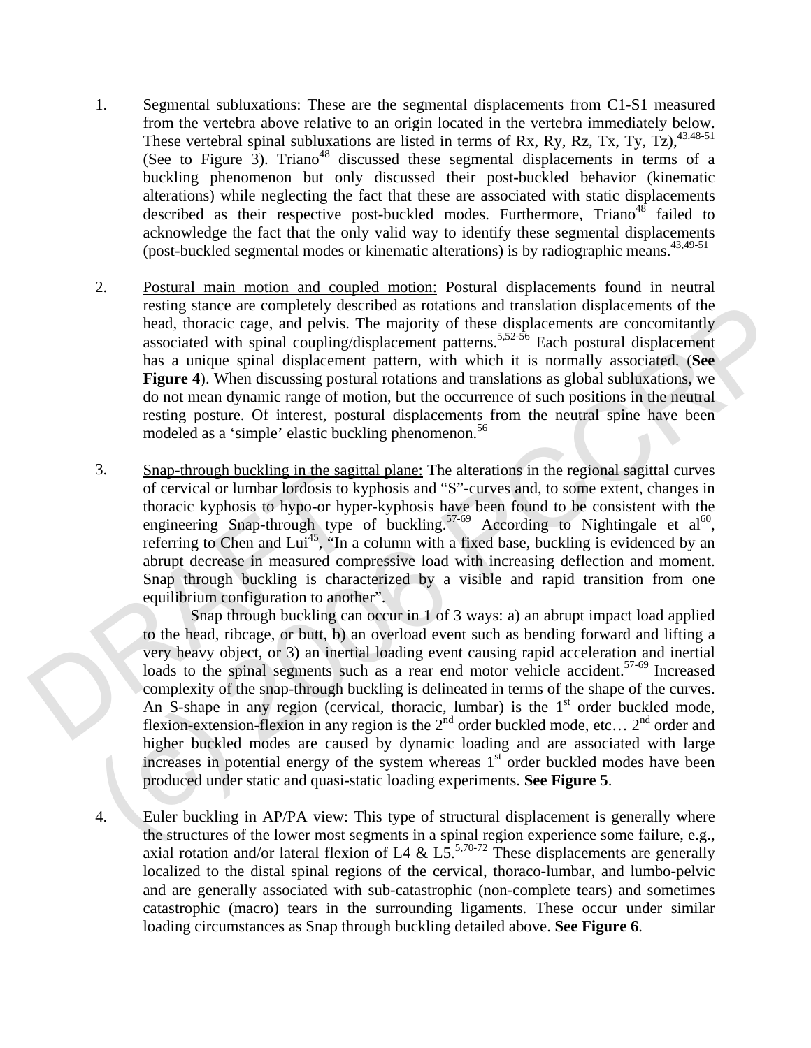1. Segmental subluxations: These are the segmental displacements from C1-S1 measured from the vertebra above relative to an origin located in the vertebra immediately below. These vertebral spinal subluxations are listed in terms of Rx, Ry, Rz, Tx, Ty, Tz),[43.48-51] (See to Figure 3). Triano[48] discussed these segmental displacements in terms of a buckling phenomenon but only discussed their post-buckled behavior (kinematic alterations) while neglecting the fact that these are associated with static displacements described as their respective post-buckled modes. Furthermore, Triano[48] failed to acknowledge the fact that the only valid way to identify these segmental displacements (post-buckled segmental modes or kinematic alterations) is by radiographic means.[43,49-51]

2. Postural main motion and coupled motion: Postural displacements found in neutral resting stance are completely described as rotations and translation displacements of the head, thoracic cage, and pelvis. The majority of these displacements are concomitantly associated with spinal coupling/displacement patterns.[5,52-56] Each postural displacement has a unique spinal displacement pattern, with which it is normally associated. (**See Figure 4**). When discussing postural rotations and translations as global subluxations, we do not mean dynamic range of motion, but the occurrence of such positions in the neutral resting posture. Of interest, postural displacements from the neutral spine have been modeled as a 'simple' elastic buckling phenomenon.[56]

3. Snap-through buckling in the sagittal plane: The alterations in the regional sagittal curves of cervical or lumbar lordosis to kyphosis and "S"-curves and, to some extent, changes in thoracic kyphosis to hypo-or hyper-kyphosis have been found to be consistent with the engineering Snap-through type of buckling.[57-69] According to Nightingale et al[60], referring to Chen and Lui[45], "In a column with a fixed base, buckling is evidenced by an abrupt decrease in measured compressive load with increasing deflection and moment. Snap through buckling is characterized by a visible and rapid transition from one equilibrium configuration to another".

   Snap through buckling can occur in 1 of 3 ways: a) an abrupt impact load applied to the head, ribcage, or butt, b) an overload event such as bending forward and lifting a very heavy object, or 3) an inertial loading event causing rapid acceleration and inertial loads to the spinal segments such as a rear end motor vehicle accident.[57-69] Increased complexity of the snap-through buckling is delineated in terms of the shape of the curves. An S-shape in any region (cervical, thoracic, lumbar) is the 1st order buckled mode, flexion-extension-flexion in any region is the 2nd order buckled mode, etc… 2nd order and higher buckled modes are caused by dynamic loading and are associated with large increases in potential energy of the system whereas 1st order buckled modes have been produced under static and quasi-static loading experiments. **See Figure 5**.

4. Euler buckling in AP/PA view: This type of structural displacement is generally where the structures of the lower most segments in a spinal region experience some failure, e.g., axial rotation and/or lateral flexion of L4 & L5.[5,70-72] These displacements are generally localized to the distal spinal regions of the cervical, thoraco-lumbar, and lumbo-pelvic and are generally associated with sub-catastrophic (non-complete tears) and sometimes catastrophic (macro) tears in the surrounding ligaments. These occur under similar loading circumstances as Snap through buckling detailed above. **See Figure 6**.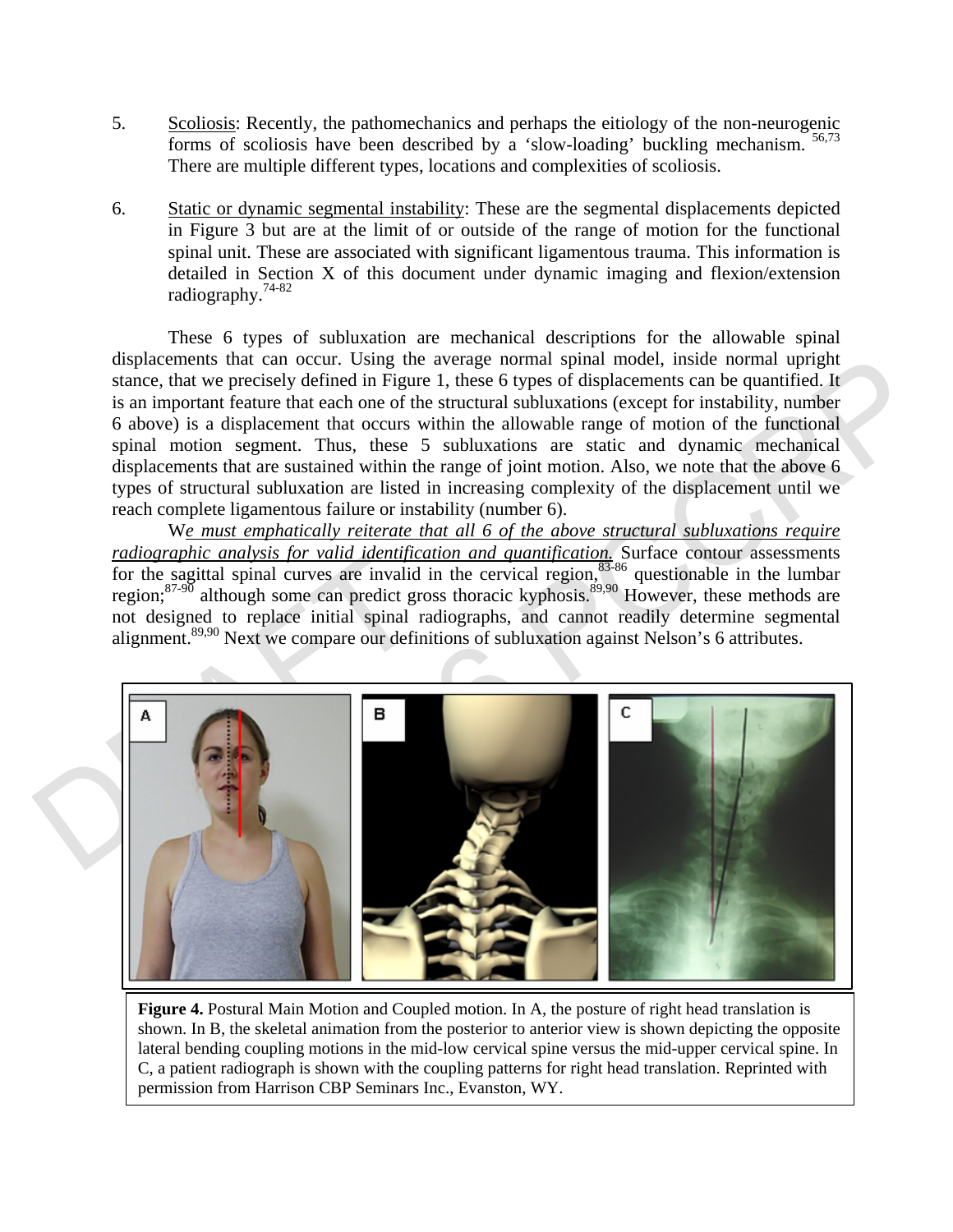5. Scoliosis: Recently, the pathomechanics and perhaps the eitiology of the non-neurogenic forms of scoliosis have been described by a 'slow-loading' buckling mechanism.[56,73] There are multiple different types, locations and complexities of scoliosis.

6. Static or dynamic segmental instability: These are the segmental displacements depicted in Figure 3 but are at the limit of or outside of the range of motion for the functional spinal unit. These are associated with significant ligamentous trauma. This information is detailed in Section X of this document under dynamic imaging and flexion/extension radiography.[74-82]

These 6 types of subluxation are mechanical descriptions for the allowable spinal displacements that can occur. Using the average normal spinal model, inside normal upright stance, that we precisely defined in Figure 1, these 6 types of displacements can be quantified. It is an important feature that each one of the structural subluxations (except for instability, number 6 above) is a displacement that occurs within the allowable range of motion of the functional spinal motion segment. Thus, these 5 subluxations are static and dynamic mechanical displacements that are sustained within the range of joint motion. Also, we note that the above 6 types of structural subluxation are listed in increasing complexity of the displacement until we reach complete ligamentous failure or instability (number 6).

W*e must emphatically reiterate that all 6 of the above structural subluxations require radiographic analysis for valid identification and quantification.* Surface contour assessments for the sagittal spinal curves are invalid in the cervical region,[83-86] questionable in the lumbar region;[87-90] although some can predict gross thoracic kyphosis.[89,90] However, these methods are not designed to replace initial spinal radiographs, and cannot readily determine segmental alignment.[89,90] Next we compare our definitions of subluxation against Nelson's 6 attributes.

**Figure 4.** Postural Main Motion and Coupled motion. In A, the posture of right head translation is shown. In B, the skeletal animation from the posterior to anterior view is shown depicting the opposite lateral bending coupling motions in the mid-low cervical spine versus the mid-upper cervical spine. In C, a patient radiograph is shown with the coupling patterns for right head translation. Reprinted with permission from Harrison CBP Seminars Inc., Evanston, WY.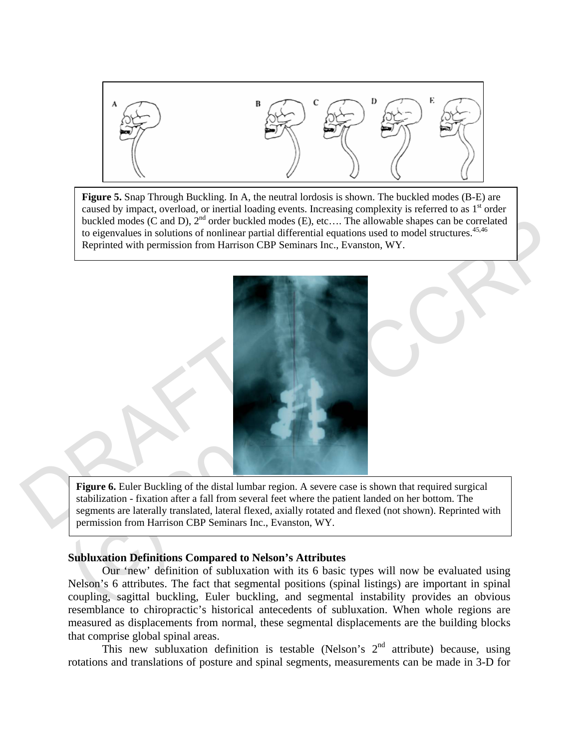**Figure 5.** Snap Through Buckling. In A, the neutral lordosis is shown. The buckled modes (B-E) are caused by impact, overload, or inertial loading events. Increasing complexity is referred to as 1st order buckled modes (C and D), 2nd order buckled modes (E), etc…. The allowable shapes can be correlated to eigenvalues in solutions of nonlinear partial differential equations used to model structures.[45,46] Reprinted with permission from Harrison CBP Seminars Inc., Evanston, WY.

**Figure 6.** Euler Buckling of the distal lumbar region. A severe case is shown that required surgical stabilization - fixation after a fall from several feet where the patient landed on her bottom. The segments are laterally translated, lateral flexed, axially rotated and flexed (not shown). Reprinted with permission from Harrison CBP Seminars Inc., Evanston, WY.

### Subluxation Definitions Compared to Nelson's Attributes

Our 'new' definition of subluxation with its 6 basic types will now be evaluated using Nelson's 6 attributes. The fact that segmental positions (spinal listings) are important in spinal coupling, sagittal buckling, Euler buckling, and segmental instability provides an obvious resemblance to chiropractic's historical antecedents of subluxation. When whole regions are measured as displacements from normal, these segmental displacements are the building blocks that comprise global spinal areas.

This new subluxation definition is testable (Nelson's 2nd attribute) because, using rotations and translations of posture and spinal segments, measurements can be made in 3-D for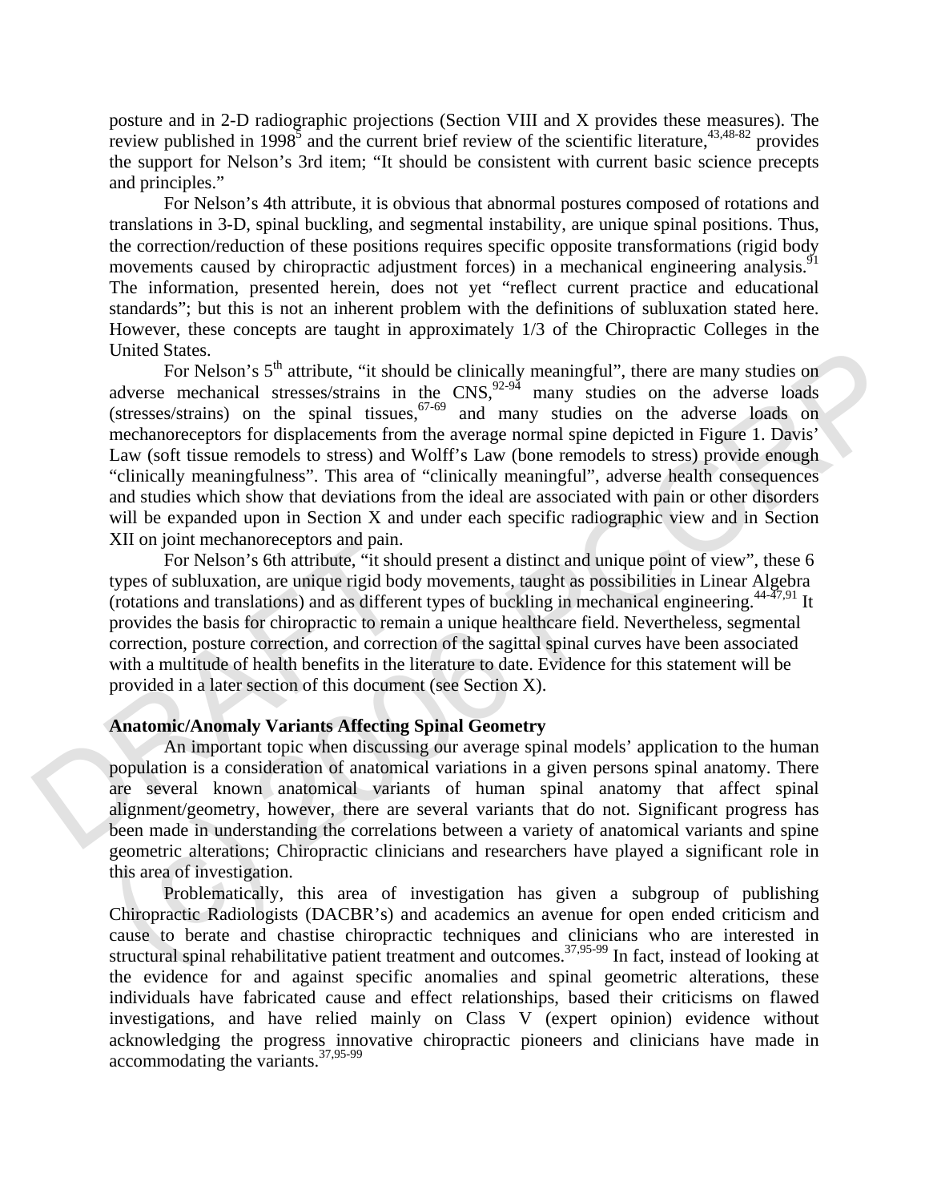posture and in 2-D radiographic projections (Section VIII and X provides these measures). The review published in 1998[5] and the current brief review of the scientific literature,[43,48-82] provides the support for Nelson's 3rd item; "It should be consistent with current basic science precepts and principles."

For Nelson's 4th attribute, it is obvious that abnormal postures composed of rotations and translations in 3-D, spinal buckling, and segmental instability, are unique spinal positions. Thus, the correction/reduction of these positions requires specific opposite transformations (rigid body movements caused by chiropractic adjustment forces) in a mechanical engineering analysis.[91] The information, presented herein, does not yet "reflect current practice and educational standards"; but this is not an inherent problem with the definitions of subluxation stated here. However, these concepts are taught in approximately 1/3 of the Chiropractic Colleges in the United States.

For Nelson's 5th attribute, "it should be clinically meaningful", there are many studies on adverse mechanical stresses/strains in the CNS,[92-94] many studies on the adverse loads (stresses/strains) on the spinal tissues,[67-69] and many studies on the adverse loads on mechanoreceptors for displacements from the average normal spine depicted in Figure 1. Davis' Law (soft tissue remodels to stress) and Wolff's Law (bone remodels to stress) provide enough "clinically meaningfulness". This area of "clinically meaningful", adverse health consequences and studies which show that deviations from the ideal are associated with pain or other disorders will be expanded upon in Section X and under each specific radiographic view and in Section XII on joint mechanoreceptors and pain.

For Nelson's 6th attribute, "it should present a distinct and unique point of view", these 6 types of subluxation, are unique rigid body movements, taught as possibilities in Linear Algebra (rotations and translations) and as different types of buckling in mechanical engineering.[44-47,91] It provides the basis for chiropractic to remain a unique healthcare field. Nevertheless, segmental correction, posture correction, and correction of the sagittal spinal curves have been associated with a multitude of health benefits in the literature to date. Evidence for this statement will be provided in a later section of this document (see Section X).

**Anatomic/Anomaly Variants Affecting Spinal Geometry**

An important topic when discussing our average spinal models' application to the human population is a consideration of anatomical variations in a given persons spinal anatomy. There are several known anatomical variants of human spinal anatomy that affect spinal alignment/geometry, however, there are several variants that do not. Significant progress has been made in understanding the correlations between a variety of anatomical variants and spine geometric alterations; Chiropractic clinicians and researchers have played a significant role in this area of investigation.

Problematically, this area of investigation has given a subgroup of publishing Chiropractic Radiologists (DACBR's) and academics an avenue for open ended criticism and cause to berate and chastise chiropractic techniques and clinicians who are interested in structural spinal rehabilitative patient treatment and outcomes.[37,95-99] In fact, instead of looking at the evidence for and against specific anomalies and spinal geometric alterations, these individuals have fabricated cause and effect relationships, based their criticisms on flawed investigations, and have relied mainly on Class V (expert opinion) evidence without acknowledging the progress innovative chiropractic pioneers and clinicians have made in accommodating the variants.[37,95-99]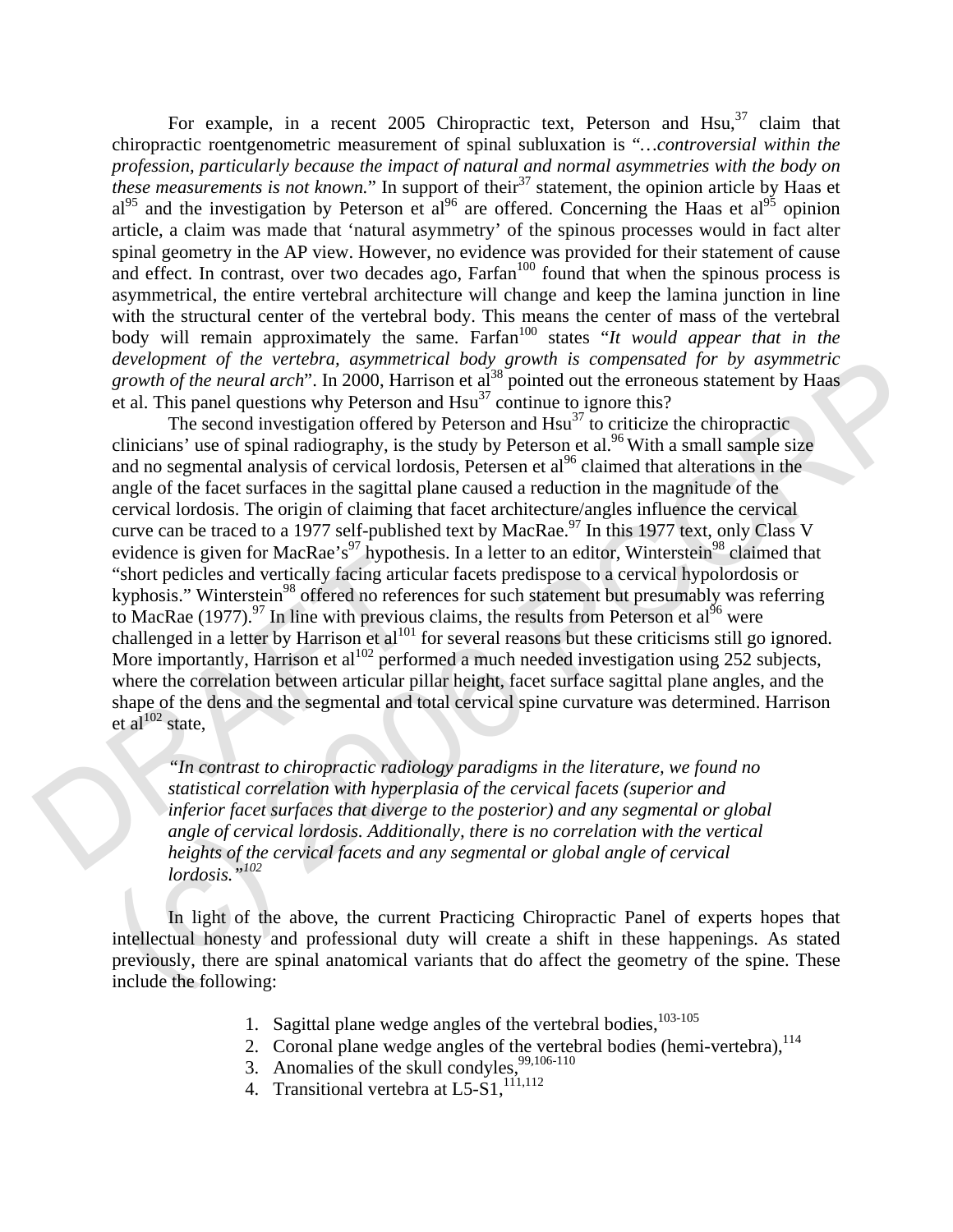For example, in a recent 2005 Chiropractic text, Peterson and Hsu,[37] claim that chiropractic roentgenometric measurement of spinal subluxation is "*…controversial within the profession, particularly because the impact of natural and normal asymmetries with the body on these measurements is not known.*" In support of their[37] statement, the opinion article by Haas et al[95] and the investigation by Peterson et al[96] are offered. Concerning the Haas et al[95] opinion article, a claim was made that 'natural asymmetry' of the spinous processes would in fact alter spinal geometry in the AP view. However, no evidence was provided for their statement of cause and effect. In contrast, over two decades ago, Farfan[100] found that when the spinous process is asymmetrical, the entire vertebral architecture will change and keep the lamina junction in line with the structural center of the vertebral body. This means the center of mass of the vertebral body will remain approximately the same. Farfan[100] states "*It would appear that in the development of the vertebra, asymmetrical body growth is compensated for by asymmetric growth of the neural arch*". In 2000, Harrison et al[38] pointed out the erroneous statement by Haas et al. This panel questions why Peterson and Hsu[37] continue to ignore this?

The second investigation offered by Peterson and Hsu[37] to criticize the chiropractic clinicians' use of spinal radiography, is the study by Peterson et al.[96] With a small sample size and no segmental analysis of cervical lordosis, Petersen et al[96] claimed that alterations in the angle of the facet surfaces in the sagittal plane caused a reduction in the magnitude of the cervical lordosis. The origin of claiming that facet architecture/angles influence the cervical curve can be traced to a 1977 self-published text by MacRae.[97] In this 1977 text, only Class V evidence is given for MacRae's[97] hypothesis. In a letter to an editor, Winterstein[98] claimed that "short pedicles and vertically facing articular facets predispose to a cervical hypolordosis or kyphosis." Winterstein[98] offered no references for such statement but presumably was referring to MacRae (1977).[97] In line with previous claims, the results from Peterson et al[96] were challenged in a letter by Harrison et al[101] for several reasons but these criticisms still go ignored. More importantly, Harrison et al[102] performed a much needed investigation using 252 subjects, where the correlation between articular pillar height, facet surface sagittal plane angles, and the shape of the dens and the segmental and total cervical spine curvature was determined. Harrison et al[102] state,

> *"In contrast to chiropractic radiology paradigms in the literature, we found no statistical correlation with hyperplasia of the cervical facets (superior and inferior facet surfaces that diverge to the posterior) and any segmental or global angle of cervical lordosis. Additionally, there is no correlation with the vertical heights of the cervical facets and any segmental or global angle of cervical lordosis."*[102]

In light of the above, the current Practicing Chiropractic Panel of experts hopes that intellectual honesty and professional duty will create a shift in these happenings. As stated previously, there are spinal anatomical variants that do affect the geometry of the spine. These include the following:

1. Sagittal plane wedge angles of the vertebral bodies,[103-105]
2. Coronal plane wedge angles of the vertebral bodies (hemi-vertebra),[114]
3. Anomalies of the skull condyles,[99,106-110]
4. Transitional vertebra at L5-S1,[111,112]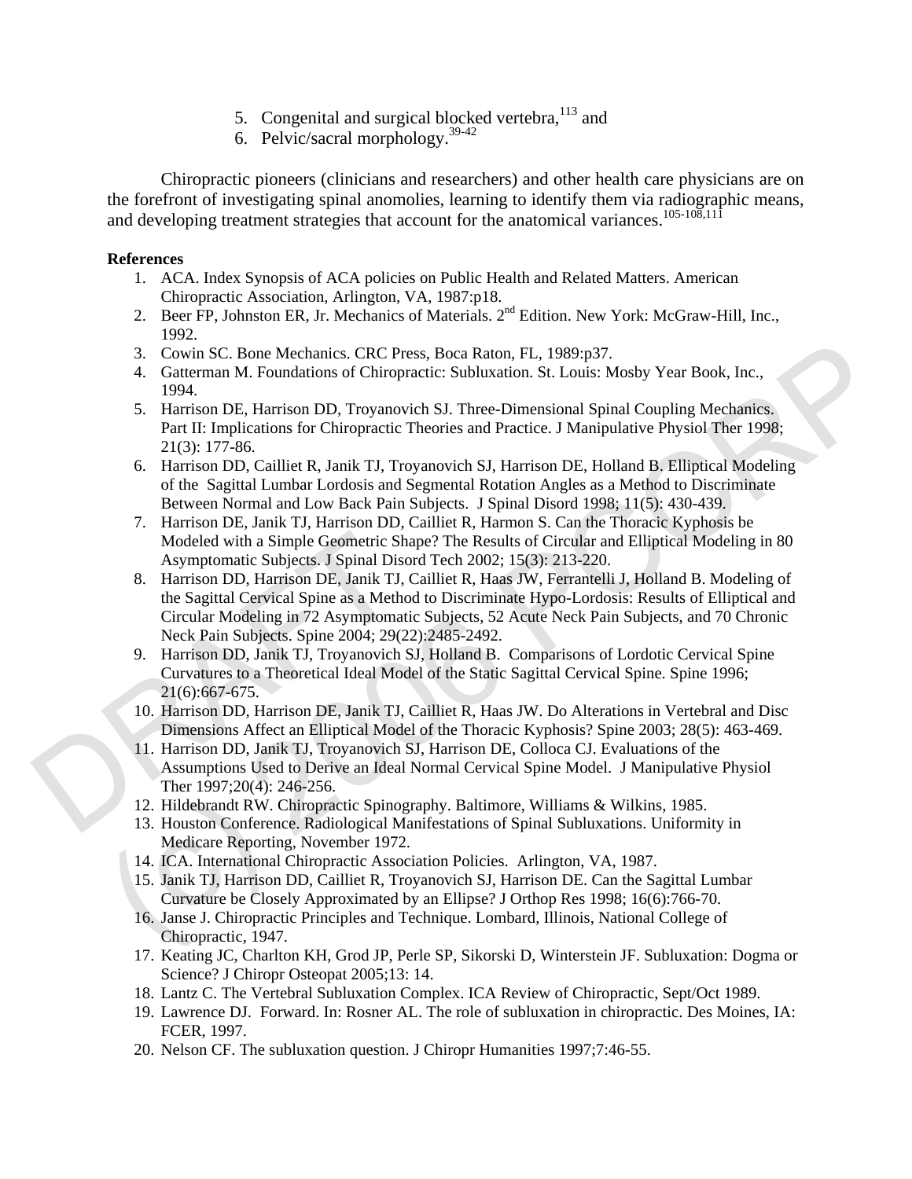5. Congenital and surgical blocked vertebra,[113] and
6. Pelvic/sacral morphology.[39-42]

Chiropractic pioneers (clinicians and researchers) and other health care physicians are on the forefront of investigating spinal anomolies, learning to identify them via radiographic means, and developing treatment strategies that account for the anatomical variances.[105-108,111]

**References**

1. ACA. Index Synopsis of ACA policies on Public Health and Related Matters. American Chiropractic Association, Arlington, VA, 1987:p18.
2. Beer FP, Johnston ER, Jr. Mechanics of Materials. 2nd Edition. New York: McGraw-Hill, Inc., 1992.
3. Cowin SC. Bone Mechanics. CRC Press, Boca Raton, FL, 1989:p37.
4. Gatterman M. Foundations of Chiropractic: Subluxation. St. Louis: Mosby Year Book, Inc., 1994.
5. Harrison DE, Harrison DD, Troyanovich SJ. Three-Dimensional Spinal Coupling Mechanics. Part II: Implications for Chiropractic Theories and Practice. J Manipulative Physiol Ther 1998; 21(3): 177-86.
6. Harrison DD, Cailliet R, Janik TJ, Troyanovich SJ, Harrison DE, Holland B. Elliptical Modeling of the Sagittal Lumbar Lordosis and Segmental Rotation Angles as a Method to Discriminate Between Normal and Low Back Pain Subjects. J Spinal Disord 1998; 11(5): 430-439.
7. Harrison DE, Janik TJ, Harrison DD, Cailliet R, Harmon S. Can the Thoracic Kyphosis be Modeled with a Simple Geometric Shape? The Results of Circular and Elliptical Modeling in 80 Asymptomatic Subjects. J Spinal Disord Tech 2002; 15(3): 213-220.
8. Harrison DD, Harrison DE, Janik TJ, Cailliet R, Haas JW, Ferrantelli J, Holland B. Modeling of the Sagittal Cervical Spine as a Method to Discriminate Hypo-Lordosis: Results of Elliptical and Circular Modeling in 72 Asymptomatic Subjects, 52 Acute Neck Pain Subjects, and 70 Chronic Neck Pain Subjects. Spine 2004; 29(22):2485-2492.
9. Harrison DD, Janik TJ, Troyanovich SJ, Holland B. Comparisons of Lordotic Cervical Spine Curvatures to a Theoretical Ideal Model of the Static Sagittal Cervical Spine. Spine 1996; 21(6):667-675.
10. Harrison DD, Harrison DE, Janik TJ, Cailliet R, Haas JW. Do Alterations in Vertebral and Disc Dimensions Affect an Elliptical Model of the Thoracic Kyphosis? Spine 2003; 28(5): 463-469.
11. Harrison DD, Janik TJ, Troyanovich SJ, Harrison DE, Colloca CJ. Evaluations of the Assumptions Used to Derive an Ideal Normal Cervical Spine Model. J Manipulative Physiol Ther 1997;20(4): 246-256.
12. Hildebrandt RW. Chiropractic Spinography. Baltimore, Williams & Wilkins, 1985.
13. Houston Conference. Radiological Manifestations of Spinal Subluxations. Uniformity in Medicare Reporting, November 1972.
14. ICA. International Chiropractic Association Policies. Arlington, VA, 1987.
15. Janik TJ, Harrison DD, Cailliet R, Troyanovich SJ, Harrison DE. Can the Sagittal Lumbar Curvature be Closely Approximated by an Ellipse? J Orthop Res 1998; 16(6):766-70.
16. Janse J. Chiropractic Principles and Technique. Lombard, Illinois, National College of Chiropractic, 1947.
17. Keating JC, Charlton KH, Grod JP, Perle SP, Sikorski D, Winterstein JF. Subluxation: Dogma or Science? J Chiropr Osteopat 2005;13: 14.
18. Lantz C. The Vertebral Subluxation Complex. ICA Review of Chiropractic, Sept/Oct 1989.
19. Lawrence DJ. Forward. In: Rosner AL. The role of subluxation in chiropractic. Des Moines, IA: FCER, 1997.
20. Nelson CF. The subluxation question. J Chiropr Humanities 1997;7:46-55.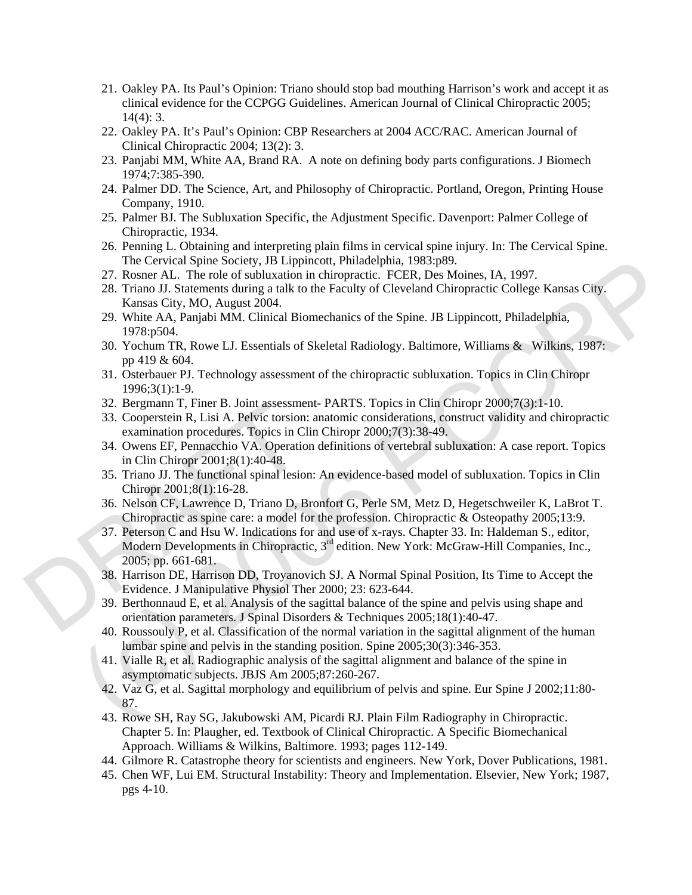21. Oakley PA. Its Paul's Opinion: Triano should stop bad mouthing Harrison's work and accept it as clinical evidence for the CCPGG Guidelines. American Journal of Clinical Chiropractic 2005; 14(4): 3.
22. Oakley PA. It's Paul's Opinion: CBP Researchers at 2004 ACC/RAC. American Journal of Clinical Chiropractic 2004; 13(2): 3.
23. Panjabi MM, White AA, Brand RA. A note on defining body parts configurations. J Biomech 1974;7:385-390.
24. Palmer DD. The Science, Art, and Philosophy of Chiropractic. Portland, Oregon, Printing House Company, 1910.
25. Palmer BJ. The Subluxation Specific, the Adjustment Specific. Davenport: Palmer College of Chiropractic, 1934.
26. Penning L. Obtaining and interpreting plain films in cervical spine injury. In: The Cervical Spine. The Cervical Spine Society, JB Lippincott, Philadelphia, 1983:p89.
27. Rosner AL. The role of subluxation in chiropractic. FCER, Des Moines, IA, 1997.
28. Triano JJ. Statements during a talk to the Faculty of Cleveland Chiropractic College Kansas City. Kansas City, MO, August 2004.
29. White AA, Panjabi MM. Clinical Biomechanics of the Spine. JB Lippincott, Philadelphia, 1978:p504.
30. Yochum TR, Rowe LJ. Essentials of Skeletal Radiology. Baltimore, Williams & Wilkins, 1987: pp 419 & 604.
31. Osterbauer PJ. Technology assessment of the chiropractic subluxation. Topics in Clin Chiropr 1996;3(1):1-9.
32. Bergmann T, Finer B. Joint assessment- PARTS. Topics in Clin Chiropr 2000;7(3):1-10.
33. Cooperstein R, Lisi A. Pelvic torsion: anatomic considerations, construct validity and chiropractic examination procedures. Topics in Clin Chiropr 2000;7(3):38-49.
34. Owens EF, Pennacchio VA. Operation definitions of vertebral subluxation: A case report. Topics in Clin Chiropr 2001;8(1):40-48.
35. Triano JJ. The functional spinal lesion: An evidence-based model of subluxation. Topics in Clin Chiropr 2001;8(1):16-28.
36. Nelson CF, Lawrence D, Triano D, Bronfort G, Perle SM, Metz D, Hegetschweiler K, LaBrot T. Chiropractic as spine care: a model for the profession. Chiropractic & Osteopathy 2005;13:9.
37. Peterson C and Hsu W. Indications for and use of x-rays. Chapter 33. In: Haldeman S., editor, Modern Developments in Chiropractic, 3rd edition. New York: McGraw-Hill Companies, Inc., 2005; pp. 661-681.
38. Harrison DE, Harrison DD, Troyanovich SJ. A Normal Spinal Position, Its Time to Accept the Evidence. J Manipulative Physiol Ther 2000; 23: 623-644.
39. Berthonnaud E, et al. Analysis of the sagittal balance of the spine and pelvis using shape and orientation parameters. J Spinal Disorders & Techniques 2005;18(1):40-47.
40. Roussouly P, et al. Classification of the normal variation in the sagittal alignment of the human lumbar spine and pelvis in the standing position. Spine 2005;30(3):346-353.
41. Vialle R, et al. Radiographic analysis of the sagittal alignment and balance of the spine in asymptomatic subjects. JBJS Am 2005;87:260-267.
42. Vaz G, et al. Sagittal morphology and equilibrium of pelvis and spine. Eur Spine J 2002;11:80-87.
43. Rowe SH, Ray SG, Jakubowski AM, Picardi RJ. Plain Film Radiography in Chiropractic. Chapter 5. In: Plaugher, ed. Textbook of Clinical Chiropractic. A Specific Biomechanical Approach. Williams & Wilkins, Baltimore. 1993; pages 112-149.
44. Gilmore R. Catastrophe theory for scientists and engineers. New York, Dover Publications, 1981.
45. Chen WF, Lui EM. Structural Instability: Theory and Implementation. Elsevier, New York; 1987, pgs 4-10.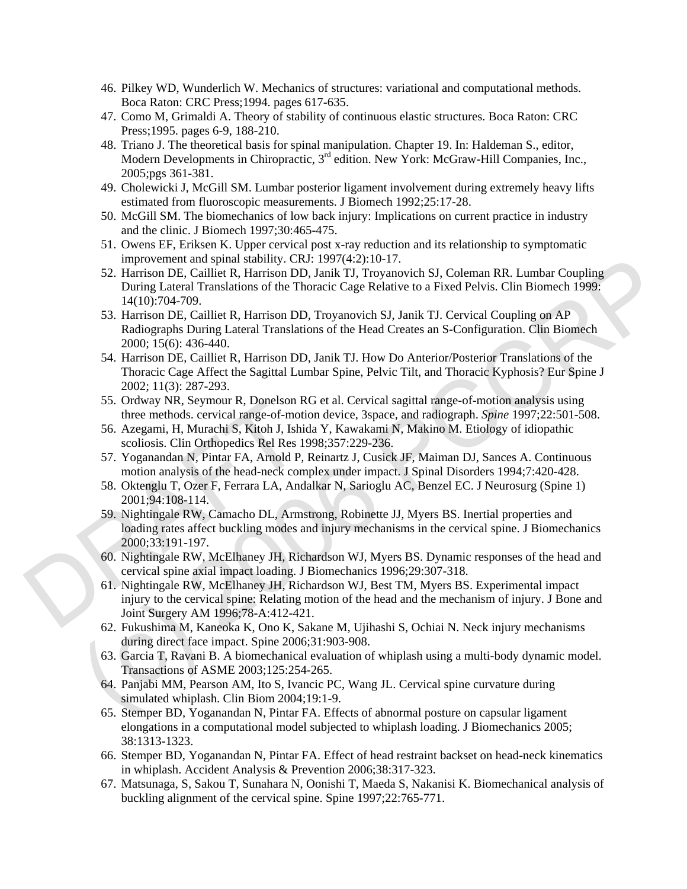46. Pilkey WD, Wunderlich W. Mechanics of structures: variational and computational methods. Boca Raton: CRC Press;1994. pages 617-635.
47. Como M, Grimaldi A. Theory of stability of continuous elastic structures. Boca Raton: CRC Press;1995. pages 6-9, 188-210.
48. Triano J. The theoretical basis for spinal manipulation. Chapter 19. In: Haldeman S., editor, Modern Developments in Chiropractic, 3rd edition. New York: McGraw-Hill Companies, Inc., 2005;pgs 361-381.
49. Cholewicki J, McGill SM. Lumbar posterior ligament involvement during extremely heavy lifts estimated from fluoroscopic measurements. J Biomech 1992;25:17-28.
50. McGill SM. The biomechanics of low back injury: Implications on current practice in industry and the clinic. J Biomech 1997;30:465-475.
51. Owens EF, Eriksen K. Upper cervical post x-ray reduction and its relationship to symptomatic improvement and spinal stability. CRJ: 1997(4:2):10-17.
52. Harrison DE, Cailliet R, Harrison DD, Janik TJ, Troyanovich SJ, Coleman RR. Lumbar Coupling During Lateral Translations of the Thoracic Cage Relative to a Fixed Pelvis. Clin Biomech 1999: 14(10):704-709.
53. Harrison DE, Cailliet R, Harrison DD, Troyanovich SJ, Janik TJ. Cervical Coupling on AP Radiographs During Lateral Translations of the Head Creates an S-Configuration. Clin Biomech 2000; 15(6): 436-440.
54. Harrison DE, Cailliet R, Harrison DD, Janik TJ. How Do Anterior/Posterior Translations of the Thoracic Cage Affect the Sagittal Lumbar Spine, Pelvic Tilt, and Thoracic Kyphosis? Eur Spine J 2002; 11(3): 287-293.
55. Ordway NR, Seymour R, Donelson RG et al. Cervical sagittal range-of-motion analysis using three methods. cervical range-of-motion device, 3space, and radiograph. *Spine* 1997;22:501-508.
56. Azegami, H, Murachi S, Kitoh J, Ishida Y, Kawakami N, Makino M. Etiology of idiopathic scoliosis. Clin Orthopedics Rel Res 1998;357:229-236.
57. Yoganandan N, Pintar FA, Arnold P, Reinartz J, Cusick JF, Maiman DJ, Sances A. Continuous motion analysis of the head-neck complex under impact. J Spinal Disorders 1994;7:420-428.
58. Oktenglu T, Ozer F, Ferrara LA, Andalkar N, Sarioglu AC, Benzel EC. J Neurosurg (Spine 1) 2001;94:108-114.
59. Nightingale RW, Camacho DL, Armstrong, Robinette JJ, Myers BS. Inertial properties and loading rates affect buckling modes and injury mechanisms in the cervical spine. J Biomechanics 2000;33:191-197.
60. Nightingale RW, McElhaney JH, Richardson WJ, Myers BS. Dynamic responses of the head and cervical spine axial impact loading. J Biomechanics 1996;29:307-318.
61. Nightingale RW, McElhaney JH, Richardson WJ, Best TM, Myers BS. Experimental impact injury to the cervical spine: Relating motion of the head and the mechanism of injury. J Bone and Joint Surgery AM 1996;78-A:412-421.
62. Fukushima M, Kaneoka K, Ono K, Sakane M, Ujihashi S, Ochiai N. Neck injury mechanisms during direct face impact. Spine 2006;31:903-908.
63. Garcia T, Ravani B. A biomechanical evaluation of whiplash using a multi-body dynamic model. Transactions of ASME 2003;125:254-265.
64. Panjabi MM, Pearson AM, Ito S, Ivancic PC, Wang JL. Cervical spine curvature during simulated whiplash. Clin Biom 2004;19:1-9.
65. Stemper BD, Yoganandan N, Pintar FA. Effects of abnormal posture on capsular ligament elongations in a computational model subjected to whiplash loading. J Biomechanics 2005; 38:1313-1323.
66. Stemper BD, Yoganandan N, Pintar FA. Effect of head restraint backset on head-neck kinematics in whiplash. Accident Analysis & Prevention 2006;38:317-323.
67. Matsunaga, S, Sakou T, Sunahara N, Oonishi T, Maeda S, Nakanisi K. Biomechanical analysis of buckling alignment of the cervical spine. Spine 1997;22:765-771.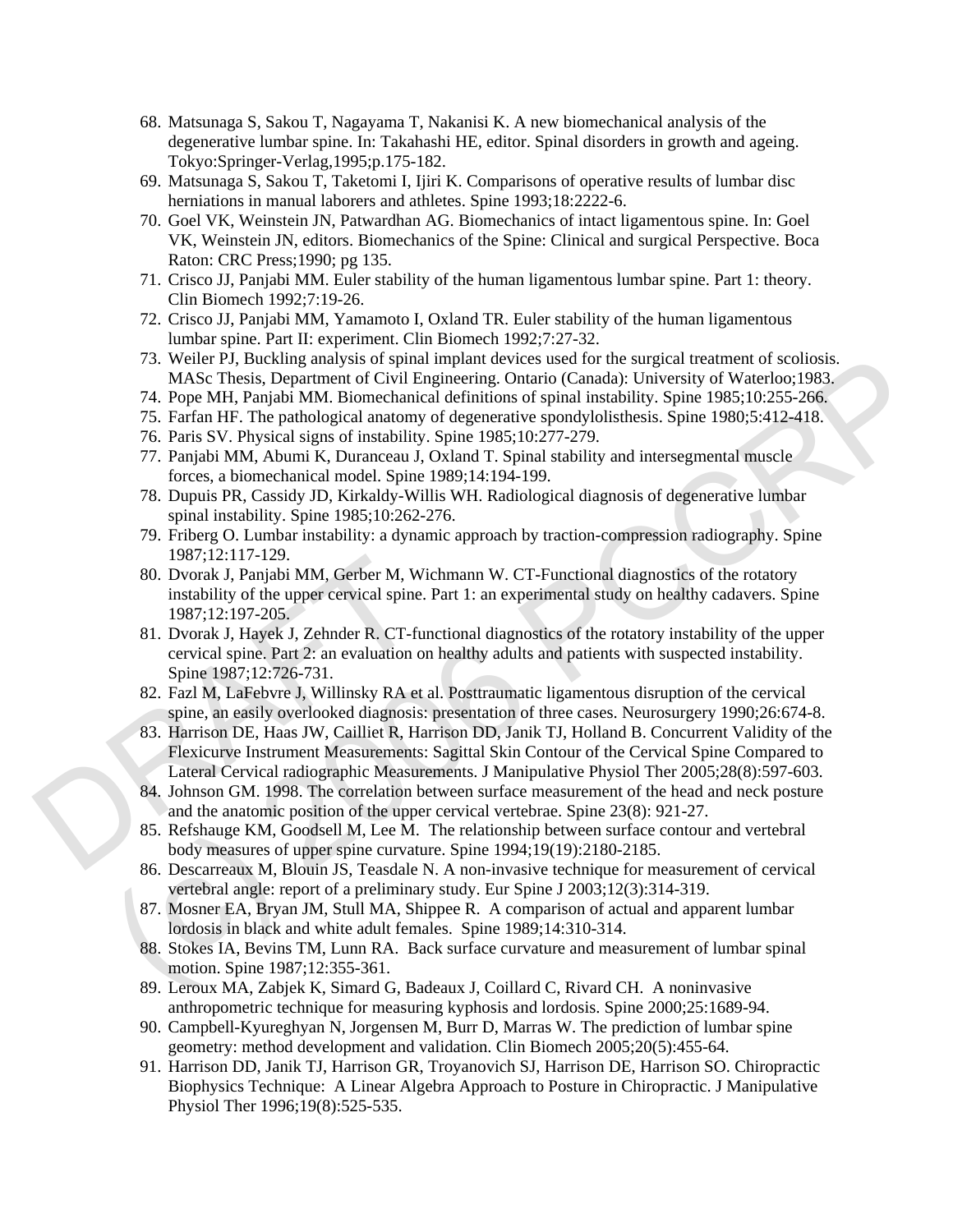68. Matsunaga S, Sakou T, Nagayama T, Nakanisi K. A new biomechanical analysis of the degenerative lumbar spine. In: Takahashi HE, editor. Spinal disorders in growth and ageing. Tokyo:Springer-Verlag,1995;p.175-182.
69. Matsunaga S, Sakou T, Taketomi I, Ijiri K. Comparisons of operative results of lumbar disc herniations in manual laborers and athletes. Spine 1993;18:2222-6.
70. Goel VK, Weinstein JN, Patwardhan AG. Biomechanics of intact ligamentous spine. In: Goel VK, Weinstein JN, editors. Biomechanics of the Spine: Clinical and surgical Perspective. Boca Raton: CRC Press;1990; pg 135.
71. Crisco JJ, Panjabi MM. Euler stability of the human ligamentous lumbar spine. Part 1: theory. Clin Biomech 1992;7:19-26.
72. Crisco JJ, Panjabi MM, Yamamoto I, Oxland TR. Euler stability of the human ligamentous lumbar spine. Part II: experiment. Clin Biomech 1992;7:27-32.
73. Weiler PJ, Buckling analysis of spinal implant devices used for the surgical treatment of scoliosis. MASc Thesis, Department of Civil Engineering. Ontario (Canada): University of Waterloo;1983.
74. Pope MH, Panjabi MM. Biomechanical definitions of spinal instability. Spine 1985;10:255-266.
75. Farfan HF. The pathological anatomy of degenerative spondylolisthesis. Spine 1980;5:412-418.
76. Paris SV. Physical signs of instability. Spine 1985;10:277-279.
77. Panjabi MM, Abumi K, Duranceau J, Oxland T. Spinal stability and intersegmental muscle forces, a biomechanical model. Spine 1989;14:194-199.
78. Dupuis PR, Cassidy JD, Kirkaldy-Willis WH. Radiological diagnosis of degenerative lumbar spinal instability. Spine 1985;10:262-276.
79. Friberg O. Lumbar instability: a dynamic approach by traction-compression radiography. Spine 1987;12:117-129.
80. Dvorak J, Panjabi MM, Gerber M, Wichmann W. CT-Functional diagnostics of the rotatory instability of the upper cervical spine. Part 1: an experimental study on healthy cadavers. Spine 1987;12:197-205.
81. Dvorak J, Hayek J, Zehnder R. CT-functional diagnostics of the rotatory instability of the upper cervical spine. Part 2: an evaluation on healthy adults and patients with suspected instability. Spine 1987;12:726-731.
82. Fazl M, LaFebvre J, Willinsky RA et al. Posttraumatic ligamentous disruption of the cervical spine, an easily overlooked diagnosis: presentation of three cases. Neurosurgery 1990;26:674-8.
83. Harrison DE, Haas JW, Cailliet R, Harrison DD, Janik TJ, Holland B. Concurrent Validity of the Flexicurve Instrument Measurements: Sagittal Skin Contour of the Cervical Spine Compared to Lateral Cervical radiographic Measurements. J Manipulative Physiol Ther 2005;28(8):597-603.
84. Johnson GM. 1998. The correlation between surface measurement of the head and neck posture and the anatomic position of the upper cervical vertebrae. Spine 23(8): 921-27.
85. Refshauge KM, Goodsell M, Lee M. The relationship between surface contour and vertebral body measures of upper spine curvature. Spine 1994;19(19):2180-2185.
86. Descarreaux M, Blouin JS, Teasdale N. A non-invasive technique for measurement of cervical vertebral angle: report of a preliminary study. Eur Spine J 2003;12(3):314-319.
87. Mosner EA, Bryan JM, Stull MA, Shippee R. A comparison of actual and apparent lumbar lordosis in black and white adult females. Spine 1989;14:310-314.
88. Stokes IA, Bevins TM, Lunn RA. Back surface curvature and measurement of lumbar spinal motion. Spine 1987;12:355-361.
89. Leroux MA, Zabjek K, Simard G, Badeaux J, Coillard C, Rivard CH. A noninvasive anthropometric technique for measuring kyphosis and lordosis. Spine 2000;25:1689-94.
90. Campbell-Kyureghyan N, Jorgensen M, Burr D, Marras W. The prediction of lumbar spine geometry: method development and validation. Clin Biomech 2005;20(5):455-64.
91. Harrison DD, Janik TJ, Harrison GR, Troyanovich SJ, Harrison DE, Harrison SO. Chiropractic Biophysics Technique: A Linear Algebra Approach to Posture in Chiropractic. J Manipulative Physiol Ther 1996;19(8):525-535.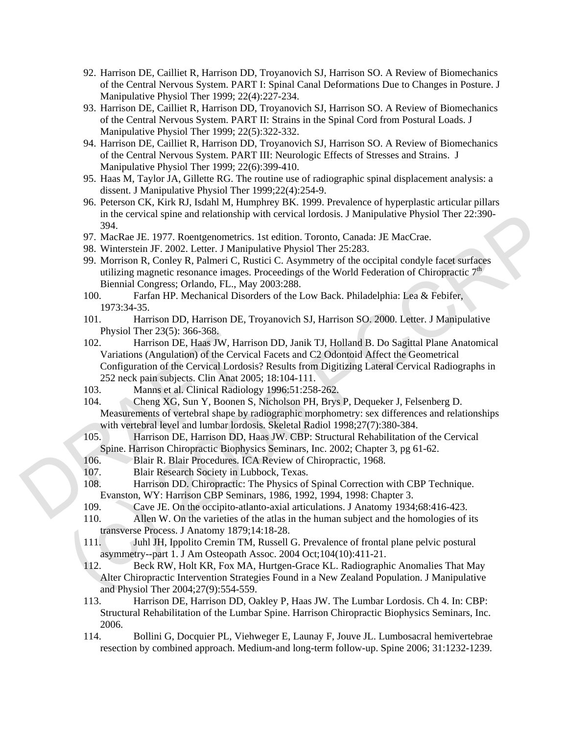92. Harrison DE, Cailliet R, Harrison DD, Troyanovich SJ, Harrison SO. A Review of Biomechanics of the Central Nervous System. PART I: Spinal Canal Deformations Due to Changes in Posture. J Manipulative Physiol Ther 1999; 22(4):227-234.
93. Harrison DE, Cailliet R, Harrison DD, Troyanovich SJ, Harrison SO. A Review of Biomechanics of the Central Nervous System. PART II: Strains in the Spinal Cord from Postural Loads. J Manipulative Physiol Ther 1999; 22(5):322-332.
94. Harrison DE, Cailliet R, Harrison DD, Troyanovich SJ, Harrison SO. A Review of Biomechanics of the Central Nervous System. PART III: Neurologic Effects of Stresses and Strains. J Manipulative Physiol Ther 1999; 22(6):399-410.
95. Haas M, Taylor JA, Gillette RG. The routine use of radiographic spinal displacement analysis: a dissent. J Manipulative Physiol Ther 1999;22(4):254-9.
96. Peterson CK, Kirk RJ, Isdahl M, Humphrey BK. 1999. Prevalence of hyperplastic articular pillars in the cervical spine and relationship with cervical lordosis. J Manipulative Physiol Ther 22:390-394.
97. MacRae JE. 1977. Roentgenometrics. 1st edition. Toronto, Canada: JE MacCrae.
98. Winterstein JF. 2002. Letter. J Manipulative Physiol Ther 25:283.
99. Morrison R, Conley R, Palmeri C, Rustici C. Asymmetry of the occipital condyle facet surfaces utilizing magnetic resonance images. Proceedings of the World Federation of Chiropractic 7th Biennial Congress; Orlando, FL., May 2003:288.
100. Farfan HP. Mechanical Disorders of the Low Back. Philadelphia: Lea & Febifer, 1973:34-35.
101. Harrison DD, Harrison DE, Troyanovich SJ, Harrison SO. 2000. Letter. J Manipulative Physiol Ther 23(5): 366-368.
102. Harrison DE, Haas JW, Harrison DD, Janik TJ, Holland B. Do Sagittal Plane Anatomical Variations (Angulation) of the Cervical Facets and C2 Odontoid Affect the Geometrical Configuration of the Cervical Lordosis? Results from Digitizing Lateral Cervical Radiographs in 252 neck pain subjects. Clin Anat 2005; 18:104-111.
103. Manns et al. Clinical Radiology 1996:51:258-262.
104. Cheng XG, Sun Y, Boonen S, Nicholson PH, Brys P, Dequeker J, Felsenberg D. Measurements of vertebral shape by radiographic morphometry: sex differences and relationships with vertebral level and lumbar lordosis. Skeletal Radiol 1998;27(7):380-384.
105. Harrison DE, Harrison DD, Haas JW. CBP: Structural Rehabilitation of the Cervical Spine. Harrison Chiropractic Biophysics Seminars, Inc. 2002; Chapter 3, pg 61-62.
106. Blair R. Blair Procedures. ICA Review of Chiropractic, 1968.
107. Blair Research Society in Lubbock, Texas.
108. Harrison DD. Chiropractic: The Physics of Spinal Correction with CBP Technique. Evanston, WY: Harrison CBP Seminars, 1986, 1992, 1994, 1998: Chapter 3.
109. Cave JE. On the occipito-atlanto-axial articulations. J Anatomy 1934;68:416-423.
110. Allen W. On the varieties of the atlas in the human subject and the homologies of its transverse Process. J Anatomy 1879;14:18-28.
111. Juhl JH, Ippolito Cremin TM, Russell G. Prevalence of frontal plane pelvic postural asymmetry--part 1. J Am Osteopath Assoc. 2004 Oct;104(10):411-21.
112. Beck RW, Holt KR, Fox MA, Hurtgen-Grace KL. Radiographic Anomalies That May Alter Chiropractic Intervention Strategies Found in a New Zealand Population. J Manipulative and Physiol Ther 2004;27(9):554-559.
113. Harrison DE, Harrison DD, Oakley P, Haas JW. The Lumbar Lordosis. Ch 4. In: CBP: Structural Rehabilitation of the Lumbar Spine. Harrison Chiropractic Biophysics Seminars, Inc. 2006.
114. Bollini G, Docquier PL, Viehweger E, Launay F, Jouve JL. Lumbosacral hemivertebrae resection by combined approach. Medium-and long-term follow-up. Spine 2006; 31:1232-1239.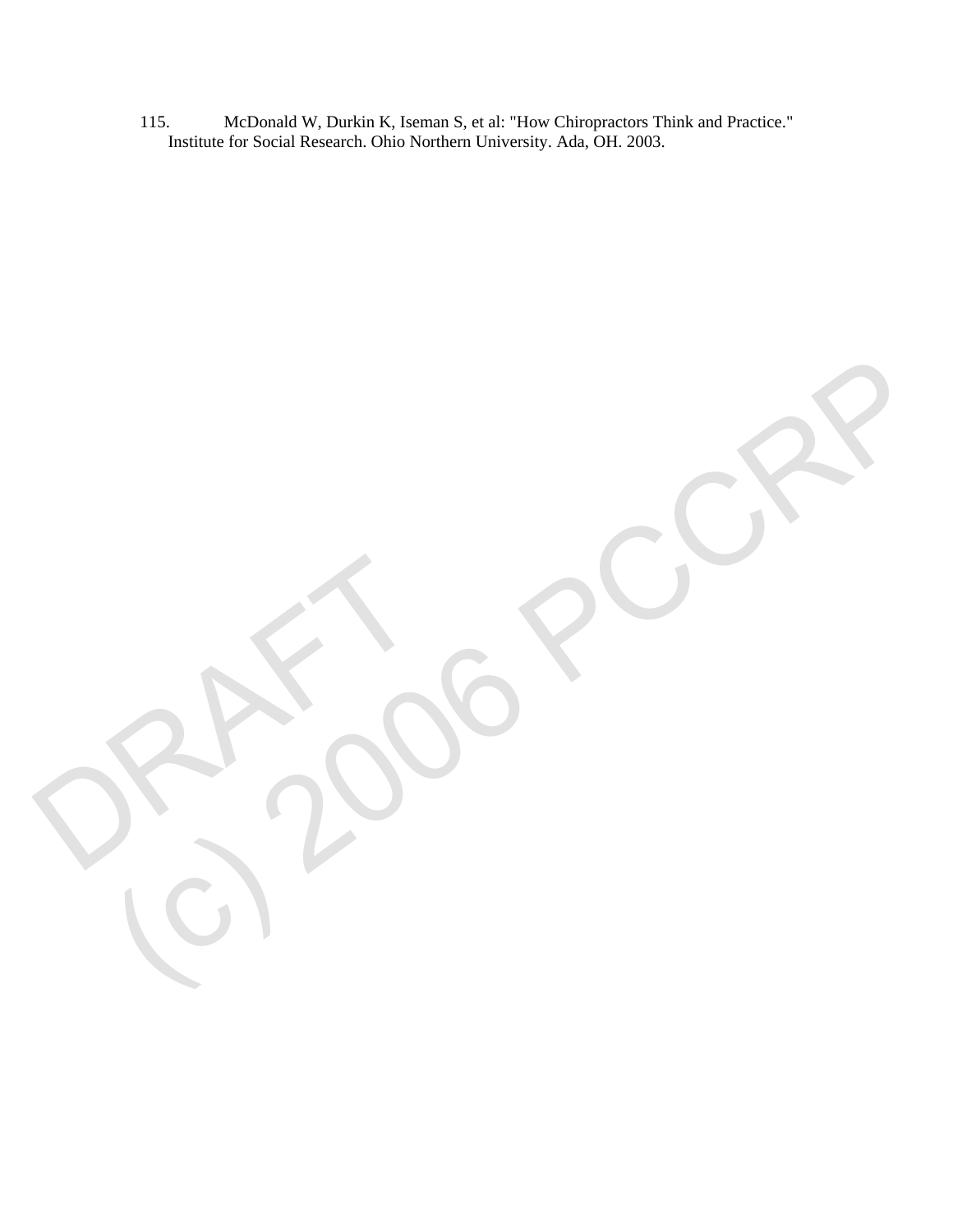115. McDonald W, Durkin K, Iseman S, et al: "How Chiropractors Think and Practice." Institute for Social Research. Ohio Northern University. Ada, OH. 2003.